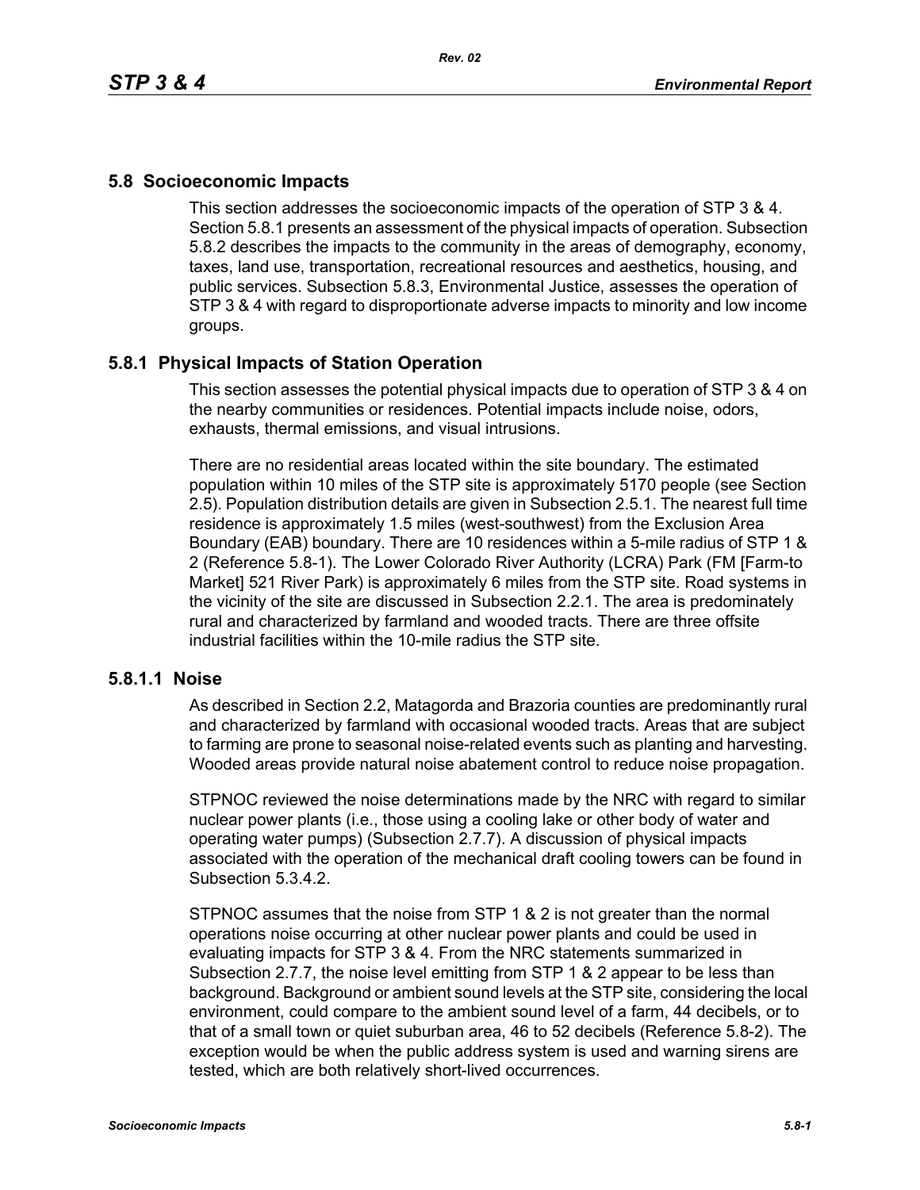## 5.8 Socioeconomic Impacts

This section addresses the socioeconomic impacts of the operation of STP 3 & 4. Section 5.8.1 presents an assessment of the physical impacts of operation. Subsection 5.8.2 describes the impacts to the community in the areas of demography, economy, taxes, land use, transportation, recreational resources and aesthetics, housing, and public services. Subsection 5.8.3, Environmental Justice, assesses the operation of STP 3 & 4 with regard to disproportionate adverse impacts to minority and low income groups.

### 5.8.1 Physical Impacts of Station Operation

This section assesses the potential physical impacts due to operation of STP 3 & 4 on the nearby communities or residences. Potential impacts include noise, odors, exhausts, thermal emissions, and visual intrusions.

There are no residential areas located within the site boundary. The estimated population within 10 miles of the STP site is approximately 5170 people (see Section 2.5). Population distribution details are given in Subsection 2.5.1. The nearest full time residence is approximately 1.5 miles (west-southwest) from the Exclusion Area Boundary (EAB) boundary. There are 10 residences within a 5-mile radius of STP 1 & 2 (Reference 5.8-1). The Lower Colorado River Authority (LCRA) Park (FM [Farm-to Market] 521 River Park) is approximately 6 miles from the STP site. Road systems in the vicinity of the site are discussed in Subsection 2.2.1. The area is predominately rural and characterized by farmland and wooded tracts. There are three offsite industrial facilities within the 10-mile radius the STP site.

#### 5.8.1.1 Noise

As described in Section 2.2, Matagorda and Brazoria counties are predominantly rural and characterized by farmland with occasional wooded tracts. Areas that are subject to farming are prone to seasonal noise-related events such as planting and harvesting. Wooded areas provide natural noise abatement control to reduce noise propagation.

STPNOC reviewed the noise determinations made by the NRC with regard to similar nuclear power plants (i.e., those using a cooling lake or other body of water and operating water pumps) (Subsection 2.7.7). A discussion of physical impacts associated with the operation of the mechanical draft cooling towers can be found in Subsection 5.3.4.2.

STPNOC assumes that the noise from STP 1 & 2 is not greater than the normal operations noise occurring at other nuclear power plants and could be used in evaluating impacts for STP 3 & 4. From the NRC statements summarized in Subsection 2.7.7, the noise level emitting from STP 1 & 2 appear to be less than background. Background or ambient sound levels at the STP site, considering the local environment, could compare to the ambient sound level of a farm, 44 decibels, or to that of a small town or quiet suburban area, 46 to 52 decibels (Reference 5.8-2). The exception would be when the public address system is used and warning sirens are tested, which are both relatively short-lived occurrences.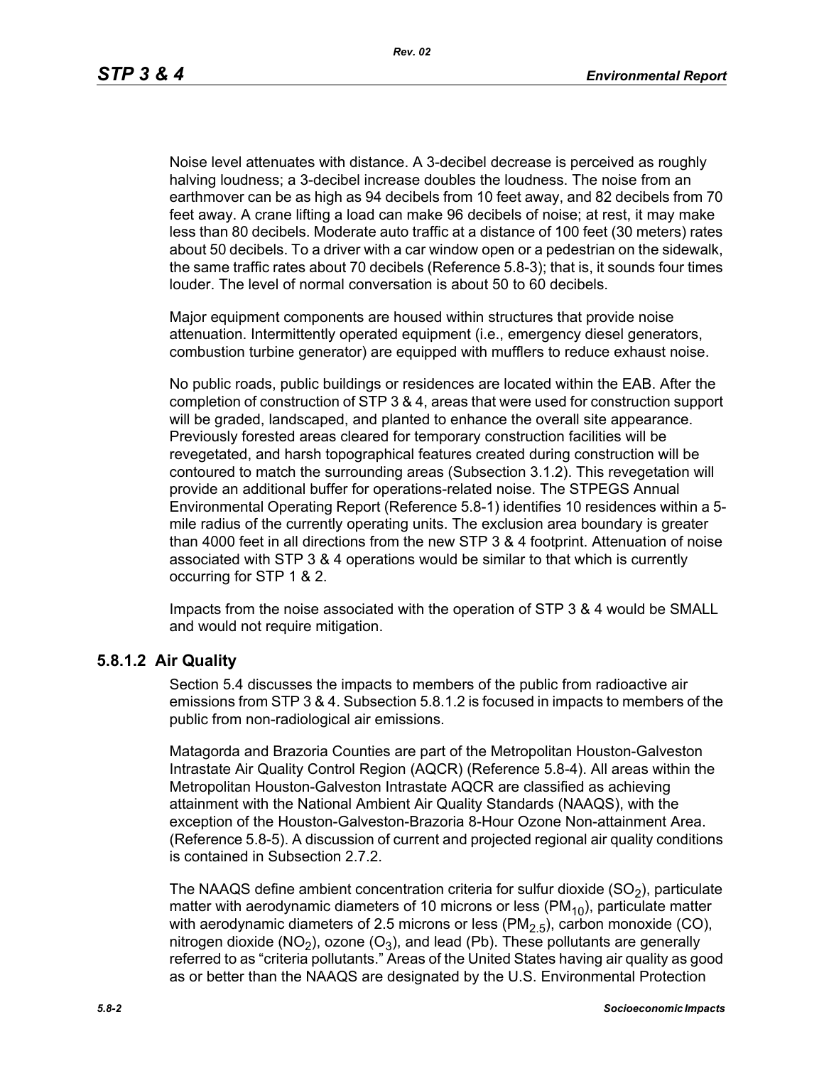Noise level attenuates with distance. A 3-decibel decrease is perceived as roughly halving loudness; a 3-decibel increase doubles the loudness. The noise from an earthmover can be as high as 94 decibels from 10 feet away, and 82 decibels from 70 feet away. A crane lifting a load can make 96 decibels of noise; at rest, it may make less than 80 decibels. Moderate auto traffic at a distance of 100 feet (30 meters) rates about 50 decibels. To a driver with a car window open or a pedestrian on the sidewalk, the same traffic rates about 70 decibels (Reference 5.8-3); that is, it sounds four times louder. The level of normal conversation is about 50 to 60 decibels.

Major equipment components are housed within structures that provide noise attenuation. Intermittently operated equipment (i.e., emergency diesel generators, combustion turbine generator) are equipped with mufflers to reduce exhaust noise.

No public roads, public buildings or residences are located within the EAB. After the completion of construction of STP 3 & 4, areas that were used for construction support will be graded, landscaped, and planted to enhance the overall site appearance. Previously forested areas cleared for temporary construction facilities will be revegetated, and harsh topographical features created during construction will be contoured to match the surrounding areas (Subsection 3.1.2). This revegetation will provide an additional buffer for operations-related noise. The STPEGS Annual Environmental Operating Report (Reference 5.8-1) identifies 10 residences within a 5-mile radius of the currently operating units. The exclusion area boundary is greater than 4000 feet in all directions from the new STP 3 & 4 footprint. Attenuation of noise associated with STP 3 & 4 operations would be similar to that which is currently occurring for STP 1 & 2.

Impacts from the noise associated with the operation of STP 3 & 4 would be SMALL and would not require mitigation.

### 5.8.1.2 Air Quality

Section 5.4 discusses the impacts to members of the public from radioactive air emissions from STP 3 & 4. Subsection 5.8.1.2 is focused in impacts to members of the public from non-radiological air emissions.

Matagorda and Brazoria Counties are part of the Metropolitan Houston-Galveston Intrastate Air Quality Control Region (AQCR) (Reference 5.8-4). All areas within the Metropolitan Houston-Galveston Intrastate AQCR are classified as achieving attainment with the National Ambient Air Quality Standards (NAAQS), with the exception of the Houston-Galveston-Brazoria 8-Hour Ozone Non-attainment Area. (Reference 5.8-5). A discussion of current and projected regional air quality conditions is contained in Subsection 2.7.2.

The NAAQS define ambient concentration criteria for sulfur dioxide ($SO_2$), particulate matter with aerodynamic diameters of 10 microns or less ($PM_{10}$), particulate matter with aerodynamic diameters of 2.5 microns or less ($PM_{2.5}$), carbon monoxide (CO), nitrogen dioxide ($NO_2$), ozone ($O_3$), and lead (Pb). These pollutants are generally referred to as "criteria pollutants." Areas of the United States having air quality as good as or better than the NAAQS are designated by the U.S. Environmental Protection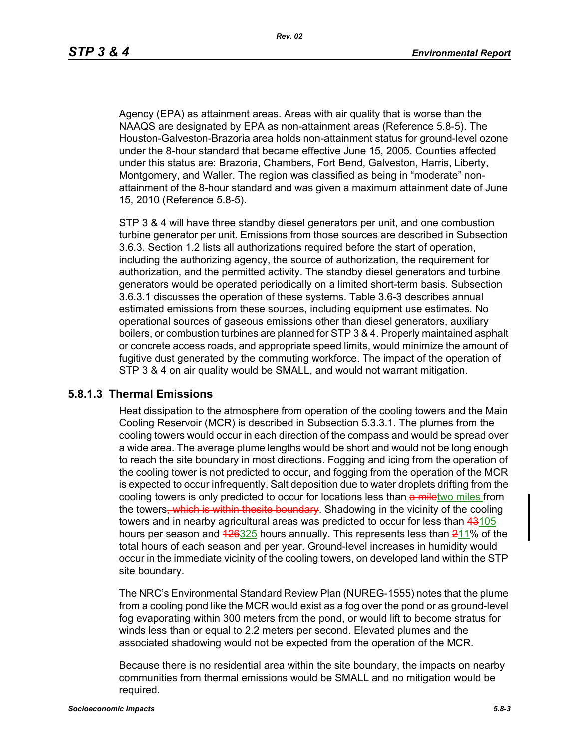Agency (EPA) as attainment areas. Areas with air quality that is worse than the NAAQS are designated by EPA as non-attainment areas (Reference 5.8-5). The Houston-Galveston-Brazoria area holds non-attainment status for ground-level ozone under the 8-hour standard that became effective June 15, 2005. Counties affected under this status are: Brazoria, Chambers, Fort Bend, Galveston, Harris, Liberty, Montgomery, and Waller. The region was classified as being in "moderate" non-attainment of the 8-hour standard and was given a maximum attainment date of June 15, 2010 (Reference 5.8-5).

STP 3 & 4 will have three standby diesel generators per unit, and one combustion turbine generator per unit. Emissions from those sources are described in Subsection 3.6.3. Section 1.2 lists all authorizations required before the start of operation, including the authorizing agency, the source of authorization, the requirement for authorization, and the permitted activity. The standby diesel generators and turbine generators would be operated periodically on a limited short-term basis. Subsection 3.6.3.1 discusses the operation of these systems. Table 3.6-3 describes annual estimated emissions from these sources, including equipment use estimates. No operational sources of gaseous emissions other than diesel generators, auxiliary boilers, or combustion turbines are planned for STP 3 & 4. Properly maintained asphalt or concrete access roads, and appropriate speed limits, would minimize the amount of fugitive dust generated by the commuting workforce. The impact of the operation of STP 3 & 4 on air quality would be SMALL, and would not warrant mitigation.

### 5.8.1.3 Thermal Emissions

Heat dissipation to the atmosphere from operation of the cooling towers and the Main Cooling Reservoir (MCR) is described in Subsection 5.3.3.1. The plumes from the cooling towers would occur in each direction of the compass and would be spread over a wide area. The average plume lengths would be short and would not be long enough to reach the site boundary in most directions. Fogging and icing from the operation of the cooling tower is not predicted to occur, and fogging from the operation of the MCR is expected to occur infrequently. Salt deposition due to water droplets drifting from the cooling towers is only predicted to occur for locations less than ~~a mile~~two miles from the towers~~, which is within thesite boundary~~. Shadowing in the vicinity of the cooling towers and in nearby agricultural areas was predicted to occur for less than ~~43~~105 hours per season and ~~126~~325 hours annually. This represents less than ~~2~~11% of the total hours of each season and per year. Ground-level increases in humidity would occur in the immediate vicinity of the cooling towers, on developed land within the STP site boundary.

The NRC's Environmental Standard Review Plan (NUREG-1555) notes that the plume from a cooling pond like the MCR would exist as a fog over the pond or as ground-level fog evaporating within 300 meters from the pond, or would lift to become stratus for winds less than or equal to 2.2 meters per second. Elevated plumes and the associated shadowing would not be expected from the operation of the MCR.

Because there is no residential area within the site boundary, the impacts on nearby communities from thermal emissions would be SMALL and no mitigation would be required.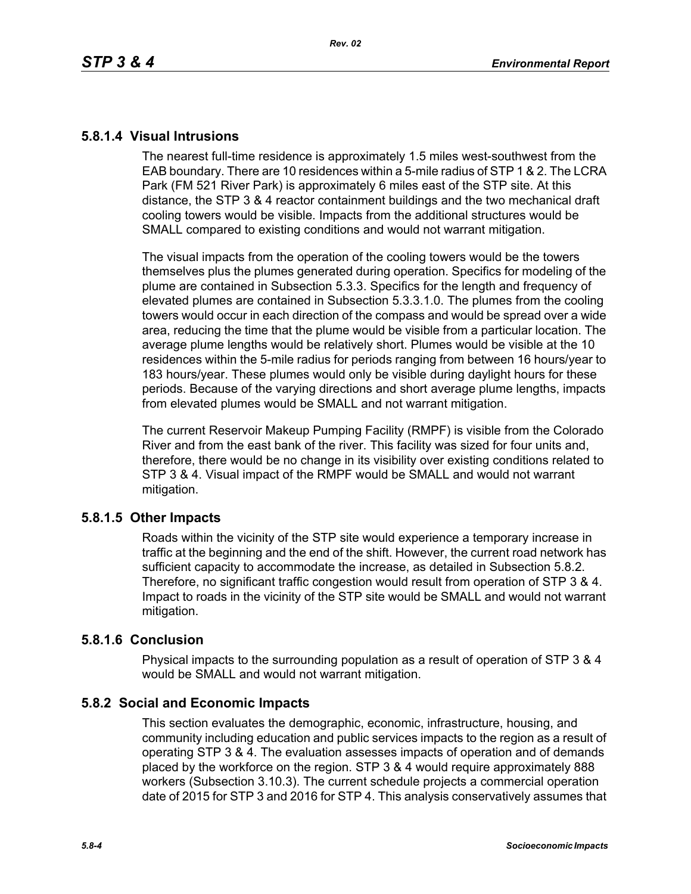### 5.8.1.4 Visual Intrusions

The nearest full-time residence is approximately 1.5 miles west-southwest from the EAB boundary. There are 10 residences within a 5-mile radius of STP 1 & 2. The LCRA Park (FM 521 River Park) is approximately 6 miles east of the STP site. At this distance, the STP 3 & 4 reactor containment buildings and the two mechanical draft cooling towers would be visible. Impacts from the additional structures would be SMALL compared to existing conditions and would not warrant mitigation.

The visual impacts from the operation of the cooling towers would be the towers themselves plus the plumes generated during operation. Specifics for modeling of the plume are contained in Subsection 5.3.3. Specifics for the length and frequency of elevated plumes are contained in Subsection 5.3.3.1.0. The plumes from the cooling towers would occur in each direction of the compass and would be spread over a wide area, reducing the time that the plume would be visible from a particular location. The average plume lengths would be relatively short. Plumes would be visible at the 10 residences within the 5-mile radius for periods ranging from between 16 hours/year to 183 hours/year. These plumes would only be visible during daylight hours for these periods. Because of the varying directions and short average plume lengths, impacts from elevated plumes would be SMALL and not warrant mitigation.

The current Reservoir Makeup Pumping Facility (RMPF) is visible from the Colorado River and from the east bank of the river. This facility was sized for four units and, therefore, there would be no change in its visibility over existing conditions related to STP 3 & 4. Visual impact of the RMPF would be SMALL and would not warrant mitigation.

### 5.8.1.5 Other Impacts

Roads within the vicinity of the STP site would experience a temporary increase in traffic at the beginning and the end of the shift. However, the current road network has sufficient capacity to accommodate the increase, as detailed in Subsection 5.8.2. Therefore, no significant traffic congestion would result from operation of STP 3 & 4. Impact to roads in the vicinity of the STP site would be SMALL and would not warrant mitigation.

### 5.8.1.6 Conclusion

Physical impacts to the surrounding population as a result of operation of STP 3 & 4 would be SMALL and would not warrant mitigation.

## 5.8.2 Social and Economic Impacts

This section evaluates the demographic, economic, infrastructure, housing, and community including education and public services impacts to the region as a result of operating STP 3 & 4. The evaluation assesses impacts of operation and of demands placed by the workforce on the region. STP 3 & 4 would require approximately 888 workers (Subsection 3.10.3). The current schedule projects a commercial operation date of 2015 for STP 3 and 2016 for STP 4. This analysis conservatively assumes that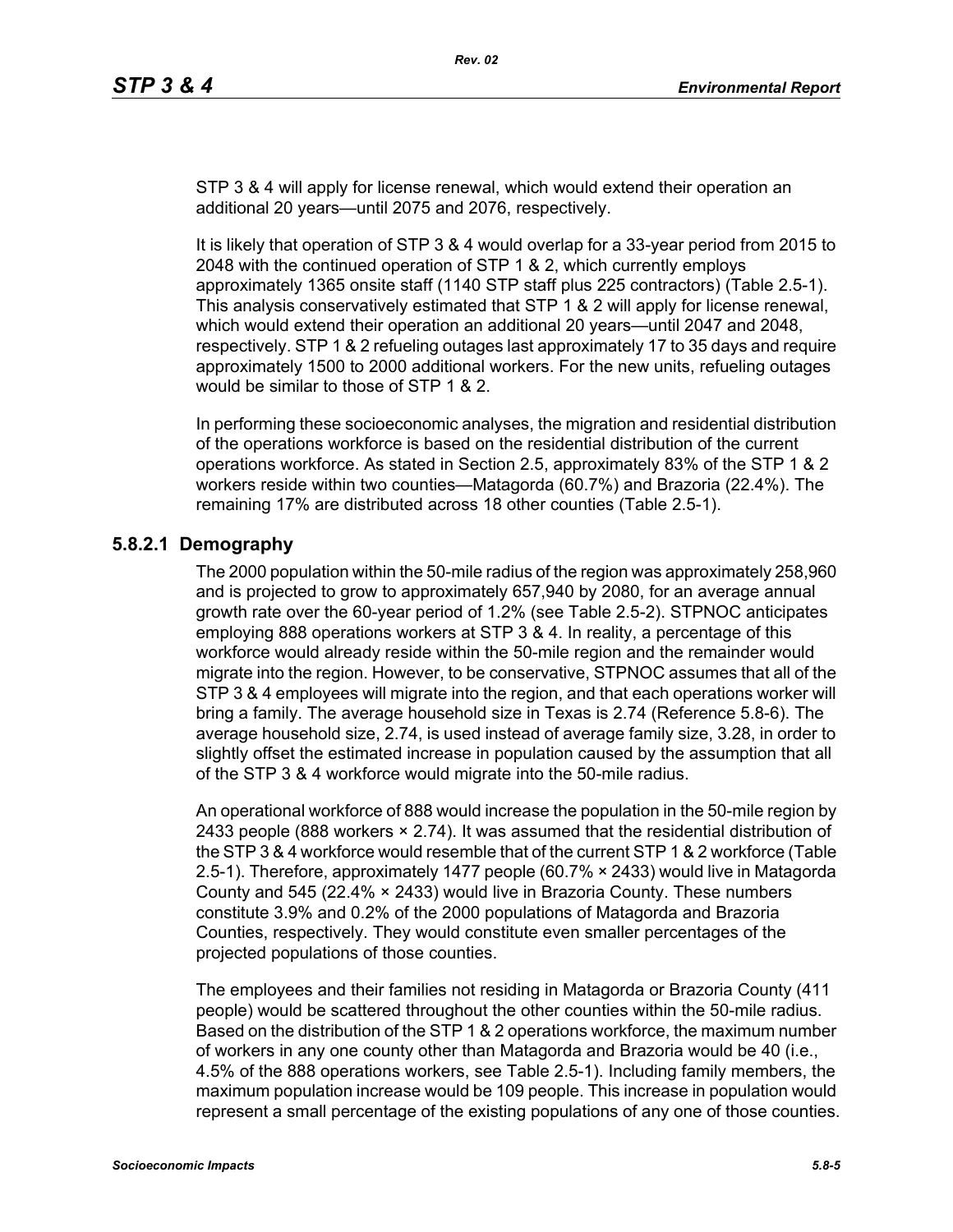STP 3 & 4 will apply for license renewal, which would extend their operation an additional 20 years—until 2075 and 2076, respectively.

It is likely that operation of STP 3 & 4 would overlap for a 33-year period from 2015 to 2048 with the continued operation of STP 1 & 2, which currently employs approximately 1365 onsite staff (1140 STP staff plus 225 contractors) (Table 2.5-1). This analysis conservatively estimated that STP 1 & 2 will apply for license renewal, which would extend their operation an additional 20 years—until 2047 and 2048, respectively. STP 1 & 2 refueling outages last approximately 17 to 35 days and require approximately 1500 to 2000 additional workers. For the new units, refueling outages would be similar to those of STP 1 & 2.

In performing these socioeconomic analyses, the migration and residential distribution of the operations workforce is based on the residential distribution of the current operations workforce. As stated in Section 2.5, approximately 83% of the STP 1 & 2 workers reside within two counties—Matagorda (60.7%) and Brazoria (22.4%). The remaining 17% are distributed across 18 other counties (Table 2.5-1).

### 5.8.2.1 Demography

The 2000 population within the 50-mile radius of the region was approximately 258,960 and is projected to grow to approximately 657,940 by 2080, for an average annual growth rate over the 60-year period of 1.2% (see Table 2.5-2). STPNOC anticipates employing 888 operations workers at STP 3 & 4. In reality, a percentage of this workforce would already reside within the 50-mile region and the remainder would migrate into the region. However, to be conservative, STPNOC assumes that all of the STP 3 & 4 employees will migrate into the region, and that each operations worker will bring a family. The average household size in Texas is 2.74 (Reference 5.8-6). The average household size, 2.74, is used instead of average family size, 3.28, in order to slightly offset the estimated increase in population caused by the assumption that all of the STP 3 & 4 workforce would migrate into the 50-mile radius.

An operational workforce of 888 would increase the population in the 50-mile region by 2433 people (888 workers × 2.74). It was assumed that the residential distribution of the STP 3 & 4 workforce would resemble that of the current STP 1 & 2 workforce (Table 2.5-1). Therefore, approximately 1477 people (60.7% × 2433) would live in Matagorda County and 545 (22.4% × 2433) would live in Brazoria County. These numbers constitute 3.9% and 0.2% of the 2000 populations of Matagorda and Brazoria Counties, respectively. They would constitute even smaller percentages of the projected populations of those counties.

The employees and their families not residing in Matagorda or Brazoria County (411 people) would be scattered throughout the other counties within the 50-mile radius. Based on the distribution of the STP 1 & 2 operations workforce, the maximum number of workers in any one county other than Matagorda and Brazoria would be 40 (i.e., 4.5% of the 888 operations workers, see Table 2.5-1). Including family members, the maximum population increase would be 109 people. This increase in population would represent a small percentage of the existing populations of any one of those counties.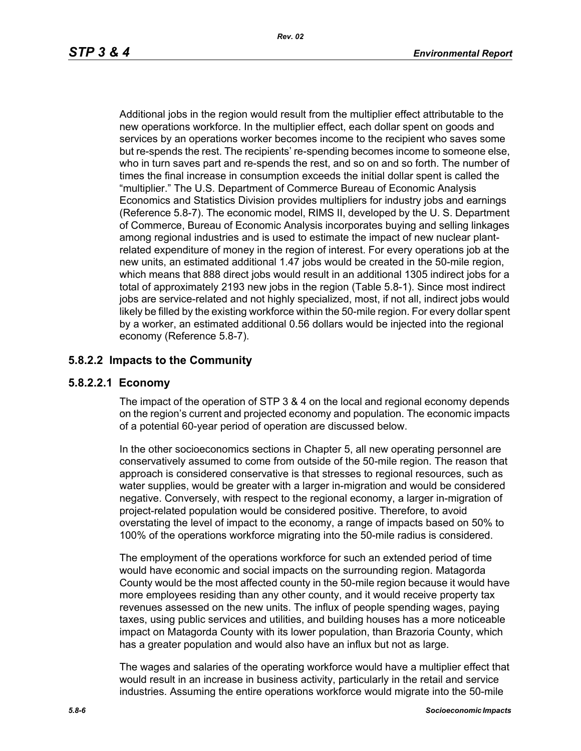Additional jobs in the region would result from the multiplier effect attributable to the new operations workforce. In the multiplier effect, each dollar spent on goods and services by an operations worker becomes income to the recipient who saves some but re-spends the rest. The recipients' re-spending becomes income to someone else, who in turn saves part and re-spends the rest, and so on and so forth. The number of times the final increase in consumption exceeds the initial dollar spent is called the "multiplier." The U.S. Department of Commerce Bureau of Economic Analysis Economics and Statistics Division provides multipliers for industry jobs and earnings (Reference 5.8-7). The economic model, RIMS II, developed by the U. S. Department of Commerce, Bureau of Economic Analysis incorporates buying and selling linkages among regional industries and is used to estimate the impact of new nuclear plant-related expenditure of money in the region of interest. For every operations job at the new units, an estimated additional 1.47 jobs would be created in the 50-mile region, which means that 888 direct jobs would result in an additional 1305 indirect jobs for a total of approximately 2193 new jobs in the region (Table 5.8-1). Since most indirect jobs are service-related and not highly specialized, most, if not all, indirect jobs would likely be filled by the existing workforce within the 50-mile region. For every dollar spent by a worker, an estimated additional 0.56 dollars would be injected into the regional economy (Reference 5.8-7).

### 5.8.2.2 Impacts to the Community

#### 5.8.2.2.1 Economy

The impact of the operation of STP 3 & 4 on the local and regional economy depends on the region's current and projected economy and population. The economic impacts of a potential 60-year period of operation are discussed below.

In the other socioeconomics sections in Chapter 5, all new operating personnel are conservatively assumed to come from outside of the 50-mile region. The reason that approach is considered conservative is that stresses to regional resources, such as water supplies, would be greater with a larger in-migration and would be considered negative. Conversely, with respect to the regional economy, a larger in-migration of project-related population would be considered positive. Therefore, to avoid overstating the level of impact to the economy, a range of impacts based on 50% to 100% of the operations workforce migrating into the 50-mile radius is considered.

The employment of the operations workforce for such an extended period of time would have economic and social impacts on the surrounding region. Matagorda County would be the most affected county in the 50-mile region because it would have more employees residing than any other county, and it would receive property tax revenues assessed on the new units. The influx of people spending wages, paying taxes, using public services and utilities, and building houses has a more noticeable impact on Matagorda County with its lower population, than Brazoria County, which has a greater population and would also have an influx but not as large.

The wages and salaries of the operating workforce would have a multiplier effect that would result in an increase in business activity, particularly in the retail and service industries. Assuming the entire operations workforce would migrate into the 50-mile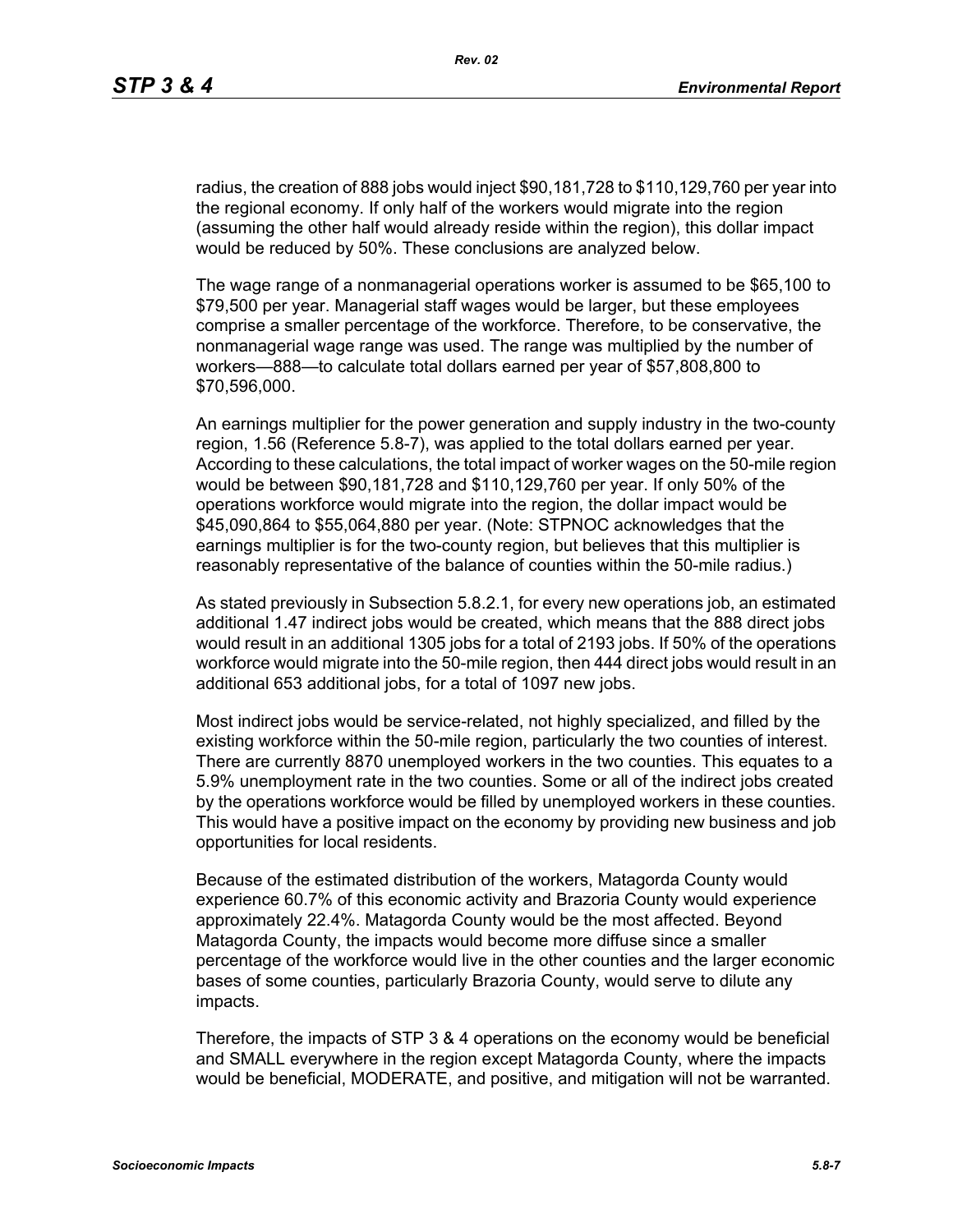radius, the creation of 888 jobs would inject $90,181,728 to $110,129,760 per year into the regional economy. If only half of the workers would migrate into the region (assuming the other half would already reside within the region), this dollar impact would be reduced by 50%. These conclusions are analyzed below.

The wage range of a nonmanagerial operations worker is assumed to be $65,100 to $79,500 per year. Managerial staff wages would be larger, but these employees comprise a smaller percentage of the workforce. Therefore, to be conservative, the nonmanagerial wage range was used. The range was multiplied by the number of workers—888—to calculate total dollars earned per year of $57,808,800 to $70,596,000.

An earnings multiplier for the power generation and supply industry in the two-county region, 1.56 (Reference 5.8-7), was applied to the total dollars earned per year. According to these calculations, the total impact of worker wages on the 50-mile region would be between $90,181,728 and $110,129,760 per year. If only 50% of the operations workforce would migrate into the region, the dollar impact would be $45,090,864 to $55,064,880 per year. (Note: STPNOC acknowledges that the earnings multiplier is for the two-county region, but believes that this multiplier is reasonably representative of the balance of counties within the 50-mile radius.)

As stated previously in Subsection 5.8.2.1, for every new operations job, an estimated additional 1.47 indirect jobs would be created, which means that the 888 direct jobs would result in an additional 1305 jobs for a total of 2193 jobs. If 50% of the operations workforce would migrate into the 50-mile region, then 444 direct jobs would result in an additional 653 additional jobs, for a total of 1097 new jobs.

Most indirect jobs would be service-related, not highly specialized, and filled by the existing workforce within the 50-mile region, particularly the two counties of interest. There are currently 8870 unemployed workers in the two counties. This equates to a 5.9% unemployment rate in the two counties. Some or all of the indirect jobs created by the operations workforce would be filled by unemployed workers in these counties. This would have a positive impact on the economy by providing new business and job opportunities for local residents.

Because of the estimated distribution of the workers, Matagorda County would experience 60.7% of this economic activity and Brazoria County would experience approximately 22.4%. Matagorda County would be the most affected. Beyond Matagorda County, the impacts would become more diffuse since a smaller percentage of the workforce would live in the other counties and the larger economic bases of some counties, particularly Brazoria County, would serve to dilute any impacts.

Therefore, the impacts of STP 3 & 4 operations on the economy would be beneficial and SMALL everywhere in the region except Matagorda County, where the impacts would be beneficial, MODERATE, and positive, and mitigation will not be warranted.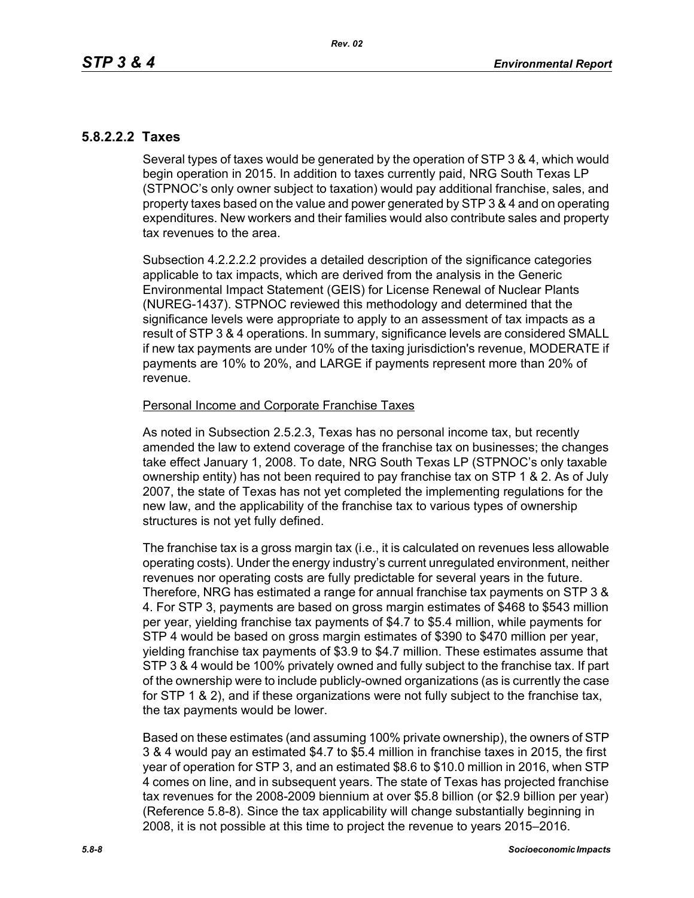#### 5.8.2.2.2 Taxes

Several types of taxes would be generated by the operation of STP 3 & 4, which would begin operation in 2015. In addition to taxes currently paid, NRG South Texas LP (STPNOC's only owner subject to taxation) would pay additional franchise, sales, and property taxes based on the value and power generated by STP 3 & 4 and on operating expenditures. New workers and their families would also contribute sales and property tax revenues to the area.

Subsection 4.2.2.2.2 provides a detailed description of the significance categories applicable to tax impacts, which are derived from the analysis in the Generic Environmental Impact Statement (GEIS) for License Renewal of Nuclear Plants (NUREG-1437). STPNOC reviewed this methodology and determined that the significance levels were appropriate to apply to an assessment of tax impacts as a result of STP 3 & 4 operations. In summary, significance levels are considered SMALL if new tax payments are under 10% of the taxing jurisdiction's revenue, MODERATE if payments are 10% to 20%, and LARGE if payments represent more than 20% of revenue.

Personal Income and Corporate Franchise Taxes

As noted in Subsection 2.5.2.3, Texas has no personal income tax, but recently amended the law to extend coverage of the franchise tax on businesses; the changes take effect January 1, 2008. To date, NRG South Texas LP (STPNOC's only taxable ownership entity) has not been required to pay franchise tax on STP 1 & 2. As of July 2007, the state of Texas has not yet completed the implementing regulations for the new law, and the applicability of the franchise tax to various types of ownership structures is not yet fully defined.

The franchise tax is a gross margin tax (i.e., it is calculated on revenues less allowable operating costs). Under the energy industry's current unregulated environment, neither revenues nor operating costs are fully predictable for several years in the future. Therefore, NRG has estimated a range for annual franchise tax payments on STP 3 & 4. For STP 3, payments are based on gross margin estimates of $468 to $543 million per year, yielding franchise tax payments of $4.7 to $5.4 million, while payments for STP 4 would be based on gross margin estimates of $390 to $470 million per year, yielding franchise tax payments of $3.9 to $4.7 million. These estimates assume that STP 3 & 4 would be 100% privately owned and fully subject to the franchise tax. If part of the ownership were to include publicly-owned organizations (as is currently the case for STP 1 & 2), and if these organizations were not fully subject to the franchise tax, the tax payments would be lower.

Based on these estimates (and assuming 100% private ownership), the owners of STP 3 & 4 would pay an estimated $4.7 to $5.4 million in franchise taxes in 2015, the first year of operation for STP 3, and an estimated $8.6 to $10.0 million in 2016, when STP 4 comes on line, and in subsequent years. The state of Texas has projected franchise tax revenues for the 2008-2009 biennium at over $5.8 billion (or $2.9 billion per year) (Reference 5.8-8). Since the tax applicability will change substantially beginning in 2008, it is not possible at this time to project the revenue to years 2015–2016.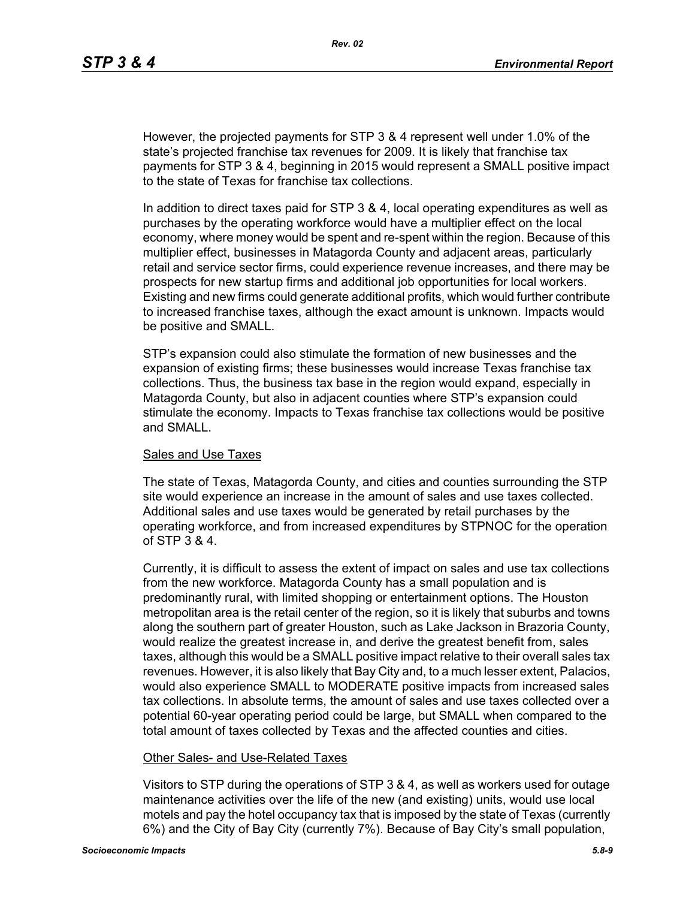However, the projected payments for STP 3 & 4 represent well under 1.0% of the state's projected franchise tax revenues for 2009. It is likely that franchise tax payments for STP 3 & 4, beginning in 2015 would represent a SMALL positive impact to the state of Texas for franchise tax collections.

In addition to direct taxes paid for STP 3 & 4, local operating expenditures as well as purchases by the operating workforce would have a multiplier effect on the local economy, where money would be spent and re-spent within the region. Because of this multiplier effect, businesses in Matagorda County and adjacent areas, particularly retail and service sector firms, could experience revenue increases, and there may be prospects for new startup firms and additional job opportunities for local workers. Existing and new firms could generate additional profits, which would further contribute to increased franchise taxes, although the exact amount is unknown. Impacts would be positive and SMALL.

STP's expansion could also stimulate the formation of new businesses and the expansion of existing firms; these businesses would increase Texas franchise tax collections. Thus, the business tax base in the region would expand, especially in Matagorda County, but also in adjacent counties where STP's expansion could stimulate the economy. Impacts to Texas franchise tax collections would be positive and SMALL.

<u>Sales and Use Taxes</u>

The state of Texas, Matagorda County, and cities and counties surrounding the STP site would experience an increase in the amount of sales and use taxes collected. Additional sales and use taxes would be generated by retail purchases by the operating workforce, and from increased expenditures by STPNOC for the operation of STP 3 & 4.

Currently, it is difficult to assess the extent of impact on sales and use tax collections from the new workforce. Matagorda County has a small population and is predominantly rural, with limited shopping or entertainment options. The Houston metropolitan area is the retail center of the region, so it is likely that suburbs and towns along the southern part of greater Houston, such as Lake Jackson in Brazoria County, would realize the greatest increase in, and derive the greatest benefit from, sales taxes, although this would be a SMALL positive impact relative to their overall sales tax revenues. However, it is also likely that Bay City and, to a much lesser extent, Palacios, would also experience SMALL to MODERATE positive impacts from increased sales tax collections. In absolute terms, the amount of sales and use taxes collected over a potential 60-year operating period could be large, but SMALL when compared to the total amount of taxes collected by Texas and the affected counties and cities.

<u>Other Sales- and Use-Related Taxes</u>

Visitors to STP during the operations of STP 3 & 4, as well as workers used for outage maintenance activities over the life of the new (and existing) units, would use local motels and pay the hotel occupancy tax that is imposed by the state of Texas (currently 6%) and the City of Bay City (currently 7%). Because of Bay City's small population,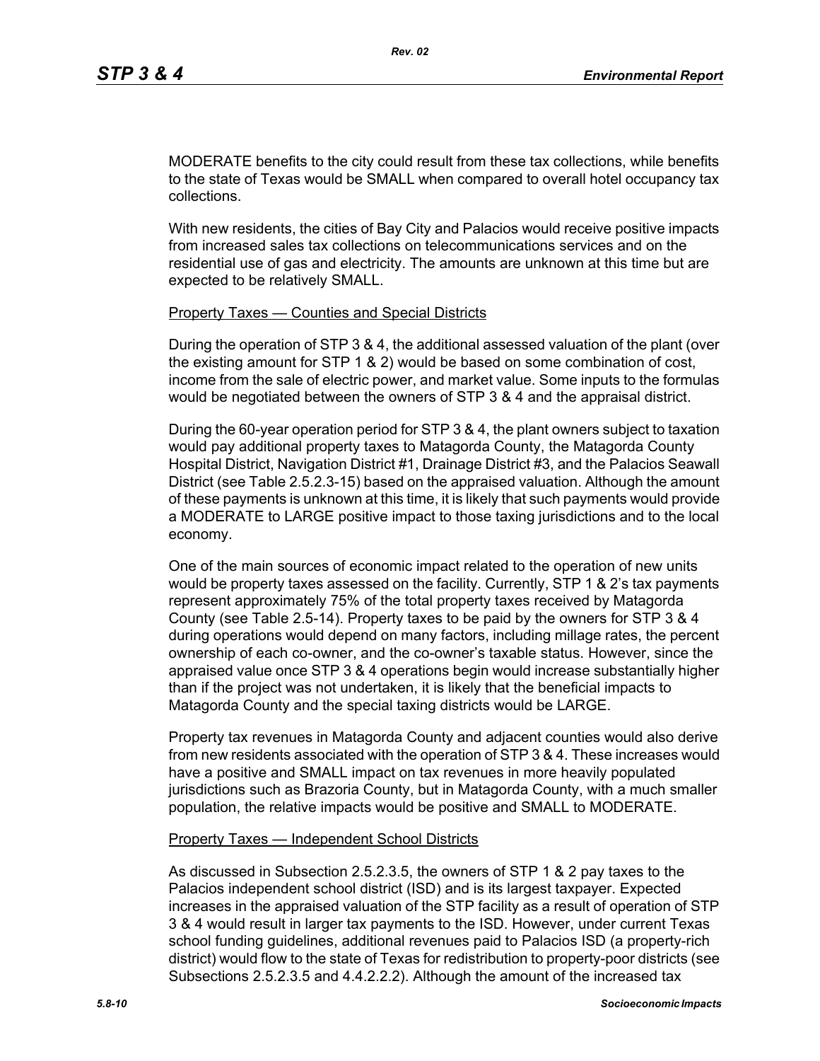MODERATE benefits to the city could result from these tax collections, while benefits to the state of Texas would be SMALL when compared to overall hotel occupancy tax collections.

With new residents, the cities of Bay City and Palacios would receive positive impacts from increased sales tax collections on telecommunications services and on the residential use of gas and electricity. The amounts are unknown at this time but are expected to be relatively SMALL.

Property Taxes — Counties and Special Districts

During the operation of STP 3 & 4, the additional assessed valuation of the plant (over the existing amount for STP 1 & 2) would be based on some combination of cost, income from the sale of electric power, and market value. Some inputs to the formulas would be negotiated between the owners of STP 3 & 4 and the appraisal district.

During the 60-year operation period for STP 3 & 4, the plant owners subject to taxation would pay additional property taxes to Matagorda County, the Matagorda County Hospital District, Navigation District #1, Drainage District #3, and the Palacios Seawall District (see Table 2.5.2.3-15) based on the appraised valuation. Although the amount of these payments is unknown at this time, it is likely that such payments would provide a MODERATE to LARGE positive impact to those taxing jurisdictions and to the local economy.

One of the main sources of economic impact related to the operation of new units would be property taxes assessed on the facility. Currently, STP 1 & 2's tax payments represent approximately 75% of the total property taxes received by Matagorda County (see Table 2.5-14). Property taxes to be paid by the owners for STP 3 & 4 during operations would depend on many factors, including millage rates, the percent ownership of each co-owner, and the co-owner's taxable status. However, since the appraised value once STP 3 & 4 operations begin would increase substantially higher than if the project was not undertaken, it is likely that the beneficial impacts to Matagorda County and the special taxing districts would be LARGE.

Property tax revenues in Matagorda County and adjacent counties would also derive from new residents associated with the operation of STP 3 & 4. These increases would have a positive and SMALL impact on tax revenues in more heavily populated jurisdictions such as Brazoria County, but in Matagorda County, with a much smaller population, the relative impacts would be positive and SMALL to MODERATE.

Property Taxes — Independent School Districts

As discussed in Subsection 2.5.2.3.5, the owners of STP 1 & 2 pay taxes to the Palacios independent school district (ISD) and is its largest taxpayer. Expected increases in the appraised valuation of the STP facility as a result of operation of STP 3 & 4 would result in larger tax payments to the ISD. However, under current Texas school funding guidelines, additional revenues paid to Palacios ISD (a property-rich district) would flow to the state of Texas for redistribution to property-poor districts (see Subsections 2.5.2.3.5 and 4.4.2.2.2). Although the amount of the increased tax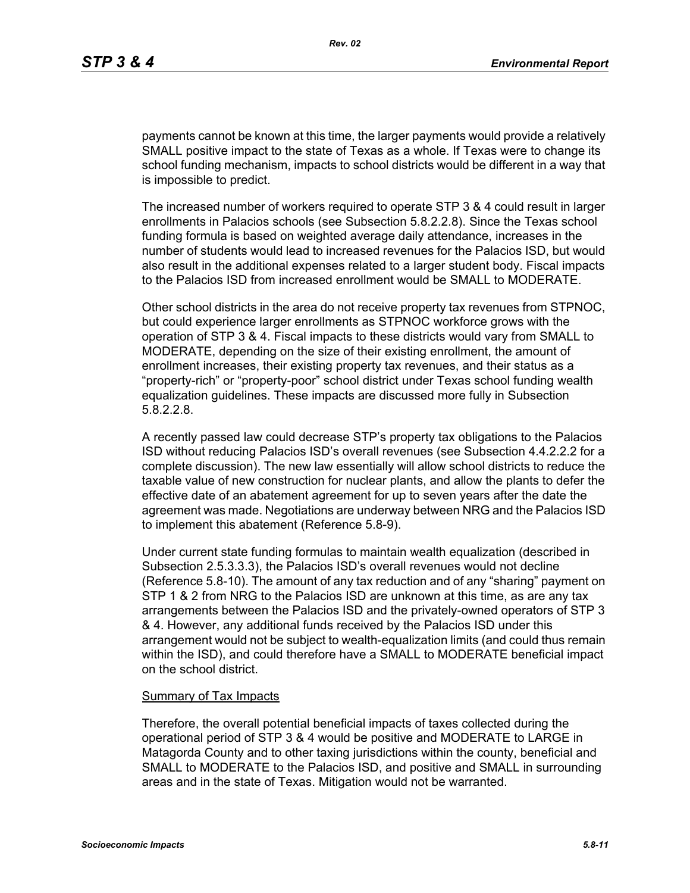payments cannot be known at this time, the larger payments would provide a relatively SMALL positive impact to the state of Texas as a whole. If Texas were to change its school funding mechanism, impacts to school districts would be different in a way that is impossible to predict.

The increased number of workers required to operate STP 3 & 4 could result in larger enrollments in Palacios schools (see Subsection 5.8.2.2.8). Since the Texas school funding formula is based on weighted average daily attendance, increases in the number of students would lead to increased revenues for the Palacios ISD, but would also result in the additional expenses related to a larger student body. Fiscal impacts to the Palacios ISD from increased enrollment would be SMALL to MODERATE.

Other school districts in the area do not receive property tax revenues from STPNOC, but could experience larger enrollments as STPNOC workforce grows with the operation of STP 3 & 4. Fiscal impacts to these districts would vary from SMALL to MODERATE, depending on the size of their existing enrollment, the amount of enrollment increases, their existing property tax revenues, and their status as a "property-rich" or "property-poor" school district under Texas school funding wealth equalization guidelines. These impacts are discussed more fully in Subsection 5.8.2.2.8.

A recently passed law could decrease STP's property tax obligations to the Palacios ISD without reducing Palacios ISD's overall revenues (see Subsection 4.4.2.2.2 for a complete discussion). The new law essentially will allow school districts to reduce the taxable value of new construction for nuclear plants, and allow the plants to defer the effective date of an abatement agreement for up to seven years after the date the agreement was made. Negotiations are underway between NRG and the Palacios ISD to implement this abatement (Reference 5.8-9).

Under current state funding formulas to maintain wealth equalization (described in Subsection 2.5.3.3.3), the Palacios ISD's overall revenues would not decline (Reference 5.8-10). The amount of any tax reduction and of any "sharing" payment on STP 1 & 2 from NRG to the Palacios ISD are unknown at this time, as are any tax arrangements between the Palacios ISD and the privately-owned operators of STP 3 & 4. However, any additional funds received by the Palacios ISD under this arrangement would not be subject to wealth-equalization limits (and could thus remain within the ISD), and could therefore have a SMALL to MODERATE beneficial impact on the school district.

Summary of Tax Impacts

Therefore, the overall potential beneficial impacts of taxes collected during the operational period of STP 3 & 4 would be positive and MODERATE to LARGE in Matagorda County and to other taxing jurisdictions within the county, beneficial and SMALL to MODERATE to the Palacios ISD, and positive and SMALL in surrounding areas and in the state of Texas. Mitigation would not be warranted.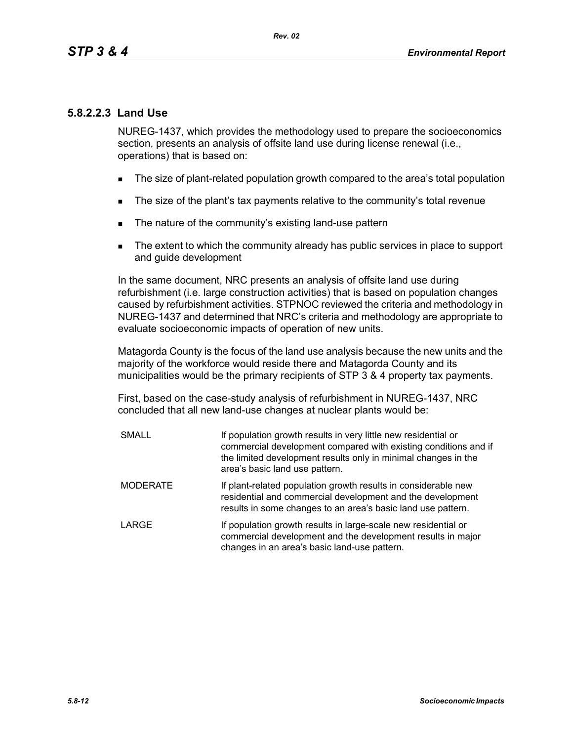#### 5.8.2.2.3 Land Use

NUREG-1437, which provides the methodology used to prepare the socioeconomics section, presents an analysis of offsite land use during license renewal (i.e., operations) that is based on:

- The size of plant-related population growth compared to the area's total population
- The size of the plant's tax payments relative to the community's total revenue
- The nature of the community's existing land-use pattern
- The extent to which the community already has public services in place to support and guide development

In the same document, NRC presents an analysis of offsite land use during refurbishment (i.e. large construction activities) that is based on population changes caused by refurbishment activities. STPNOC reviewed the criteria and methodology in NUREG-1437 and determined that NRC's criteria and methodology are appropriate to evaluate socioeconomic impacts of operation of new units.

Matagorda County is the focus of the land use analysis because the new units and the majority of the workforce would reside there and Matagorda County and its municipalities would be the primary recipients of STP 3 & 4 property tax payments.

First, based on the case-study analysis of refurbishment in NUREG-1437, NRC concluded that all new land-use changes at nuclear plants would be:

| | |
|---|---|
| SMALL | If population growth results in very little new residential or commercial development compared with existing conditions and if the limited development results only in minimal changes in the area's basic land use pattern. |
| MODERATE | If plant-related population growth results in considerable new residential and commercial development and the development results in some changes to an area's basic land use pattern. |
| LARGE | If population growth results in large-scale new residential or commercial development and the development results in major changes in an area's basic land-use pattern. |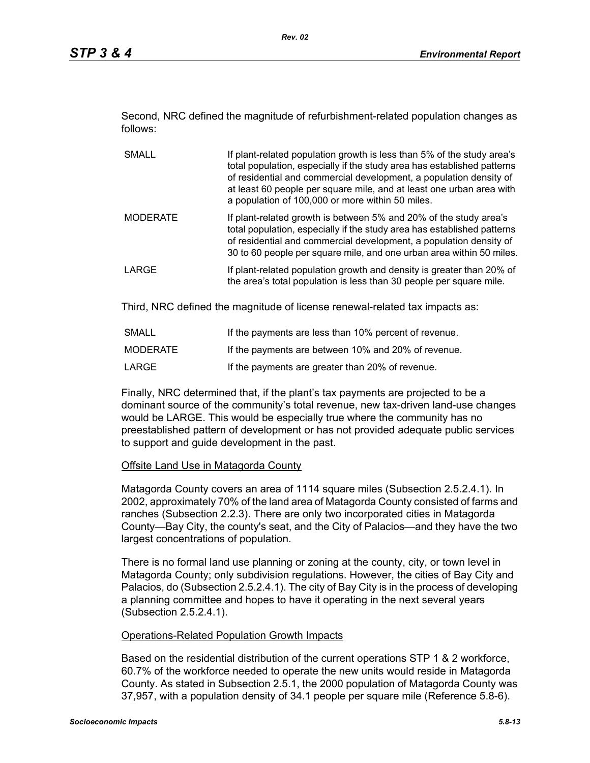Second, NRC defined the magnitude of refurbishment-related population changes as follows:

| | |
|---|---|
| SMALL | If plant-related population growth is less than 5% of the study area's total population, especially if the study area has established patterns of residential and commercial development, a population density of at least 60 people per square mile, and at least one urban area with a population of 100,000 or more within 50 miles. |
| MODERATE | If plant-related growth is between 5% and 20% of the study area's total population, especially if the study area has established patterns of residential and commercial development, a population density of 30 to 60 people per square mile, and one urban area within 50 miles. |
| LARGE | If plant-related population growth and density is greater than 20% of the area's total population is less than 30 people per square mile. |

Third, NRC defined the magnitude of license renewal-related tax impacts as:

| | |
|---|---|
| SMALL | If the payments are less than 10% percent of revenue. |
| MODERATE | If the payments are between 10% and 20% of revenue. |
| LARGE | If the payments are greater than 20% of revenue. |

Finally, NRC determined that, if the plant's tax payments are projected to be a dominant source of the community's total revenue, new tax-driven land-use changes would be LARGE. This would be especially true where the community has no preestablished pattern of development or has not provided adequate public services to support and guide development in the past.

Offsite Land Use in Matagorda County

Matagorda County covers an area of 1114 square miles (Subsection 2.5.2.4.1). In 2002, approximately 70% of the land area of Matagorda County consisted of farms and ranches (Subsection 2.2.3). There are only two incorporated cities in Matagorda County—Bay City, the county's seat, and the City of Palacios—and they have the two largest concentrations of population.

There is no formal land use planning or zoning at the county, city, or town level in Matagorda County; only subdivision regulations. However, the cities of Bay City and Palacios, do (Subsection 2.5.2.4.1). The city of Bay City is in the process of developing a planning committee and hopes to have it operating in the next several years (Subsection 2.5.2.4.1).

Operations-Related Population Growth Impacts

Based on the residential distribution of the current operations STP 1 & 2 workforce, 60.7% of the workforce needed to operate the new units would reside in Matagorda County. As stated in Subsection 2.5.1, the 2000 population of Matagorda County was 37,957, with a population density of 34.1 people per square mile (Reference 5.8-6).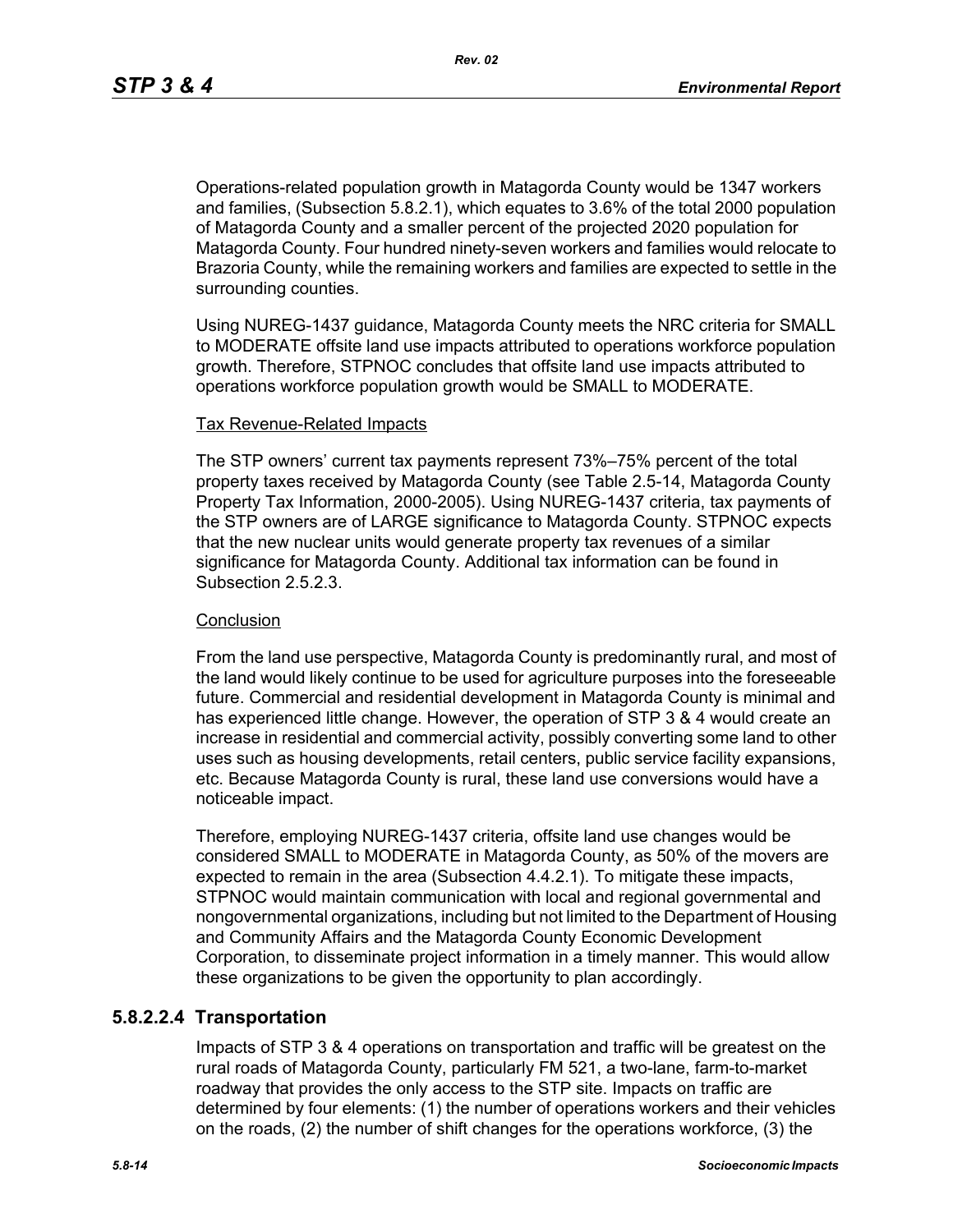Operations-related population growth in Matagorda County would be 1347 workers and families, (Subsection 5.8.2.1), which equates to 3.6% of the total 2000 population of Matagorda County and a smaller percent of the projected 2020 population for Matagorda County. Four hundred ninety-seven workers and families would relocate to Brazoria County, while the remaining workers and families are expected to settle in the surrounding counties.

Using NUREG-1437 guidance, Matagorda County meets the NRC criteria for SMALL to MODERATE offsite land use impacts attributed to operations workforce population growth. Therefore, STPNOC concludes that offsite land use impacts attributed to operations workforce population growth would be SMALL to MODERATE.

Tax Revenue-Related Impacts

The STP owners' current tax payments represent 73%–75% percent of the total property taxes received by Matagorda County (see Table 2.5-14, Matagorda County Property Tax Information, 2000-2005). Using NUREG-1437 criteria, tax payments of the STP owners are of LARGE significance to Matagorda County. STPNOC expects that the new nuclear units would generate property tax revenues of a similar significance for Matagorda County. Additional tax information can be found in Subsection 2.5.2.3.

Conclusion

From the land use perspective, Matagorda County is predominantly rural, and most of the land would likely continue to be used for agriculture purposes into the foreseeable future. Commercial and residential development in Matagorda County is minimal and has experienced little change. However, the operation of STP 3 & 4 would create an increase in residential and commercial activity, possibly converting some land to other uses such as housing developments, retail centers, public service facility expansions, etc. Because Matagorda County is rural, these land use conversions would have a noticeable impact.

Therefore, employing NUREG-1437 criteria, offsite land use changes would be considered SMALL to MODERATE in Matagorda County, as 50% of the movers are expected to remain in the area (Subsection 4.4.2.1). To mitigate these impacts, STPNOC would maintain communication with local and regional governmental and nongovernmental organizations, including but not limited to the Department of Housing and Community Affairs and the Matagorda County Economic Development Corporation, to disseminate project information in a timely manner. This would allow these organizations to be given the opportunity to plan accordingly.

### 5.8.2.2.4 Transportation

Impacts of STP 3 & 4 operations on transportation and traffic will be greatest on the rural roads of Matagorda County, particularly FM 521, a two-lane, farm-to-market roadway that provides the only access to the STP site. Impacts on traffic are determined by four elements: (1) the number of operations workers and their vehicles on the roads, (2) the number of shift changes for the operations workforce, (3) the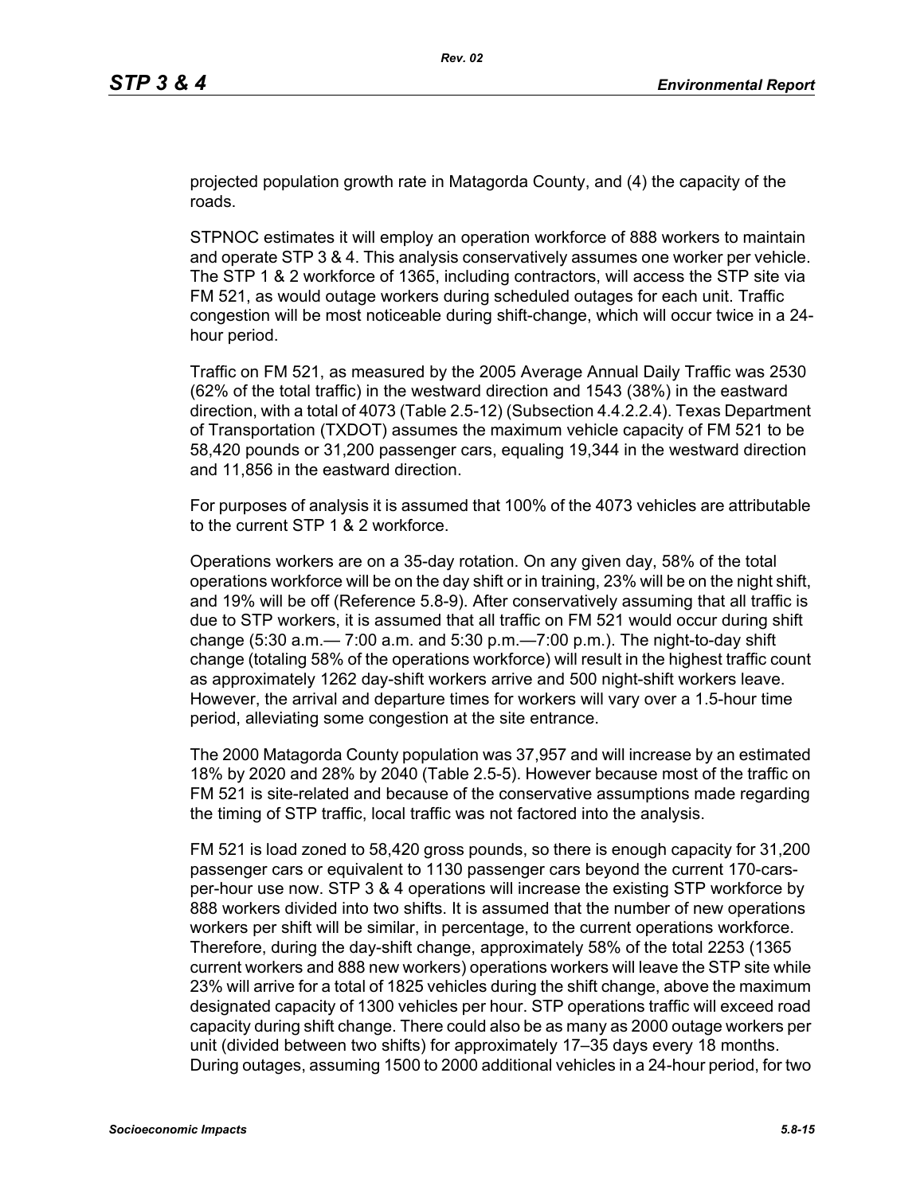projected population growth rate in Matagorda County, and (4) the capacity of the roads.

STPNOC estimates it will employ an operation workforce of 888 workers to maintain and operate STP 3 & 4. This analysis conservatively assumes one worker per vehicle. The STP 1 & 2 workforce of 1365, including contractors, will access the STP site via FM 521, as would outage workers during scheduled outages for each unit. Traffic congestion will be most noticeable during shift-change, which will occur twice in a 24-hour period.

Traffic on FM 521, as measured by the 2005 Average Annual Daily Traffic was 2530 (62% of the total traffic) in the westward direction and 1543 (38%) in the eastward direction, with a total of 4073 (Table 2.5-12) (Subsection 4.4.2.2.4). Texas Department of Transportation (TXDOT) assumes the maximum vehicle capacity of FM 521 to be 58,420 pounds or 31,200 passenger cars, equaling 19,344 in the westward direction and 11,856 in the eastward direction.

For purposes of analysis it is assumed that 100% of the 4073 vehicles are attributable to the current STP 1 & 2 workforce.

Operations workers are on a 35-day rotation. On any given day, 58% of the total operations workforce will be on the day shift or in training, 23% will be on the night shift, and 19% will be off (Reference 5.8-9). After conservatively assuming that all traffic is due to STP workers, it is assumed that all traffic on FM 521 would occur during shift change (5:30 a.m.— 7:00 a.m. and 5:30 p.m.—7:00 p.m.). The night-to-day shift change (totaling 58% of the operations workforce) will result in the highest traffic count as approximately 1262 day-shift workers arrive and 500 night-shift workers leave. However, the arrival and departure times for workers will vary over a 1.5-hour time period, alleviating some congestion at the site entrance.

The 2000 Matagorda County population was 37,957 and will increase by an estimated 18% by 2020 and 28% by 2040 (Table 2.5-5). However because most of the traffic on FM 521 is site-related and because of the conservative assumptions made regarding the timing of STP traffic, local traffic was not factored into the analysis.

FM 521 is load zoned to 58,420 gross pounds, so there is enough capacity for 31,200 passenger cars or equivalent to 1130 passenger cars beyond the current 170-cars-per-hour use now. STP 3 & 4 operations will increase the existing STP workforce by 888 workers divided into two shifts. It is assumed that the number of new operations workers per shift will be similar, in percentage, to the current operations workforce. Therefore, during the day-shift change, approximately 58% of the total 2253 (1365 current workers and 888 new workers) operations workers will leave the STP site while 23% will arrive for a total of 1825 vehicles during the shift change, above the maximum designated capacity of 1300 vehicles per hour. STP operations traffic will exceed road capacity during shift change. There could also be as many as 2000 outage workers per unit (divided between two shifts) for approximately 17–35 days every 18 months. During outages, assuming 1500 to 2000 additional vehicles in a 24-hour period, for two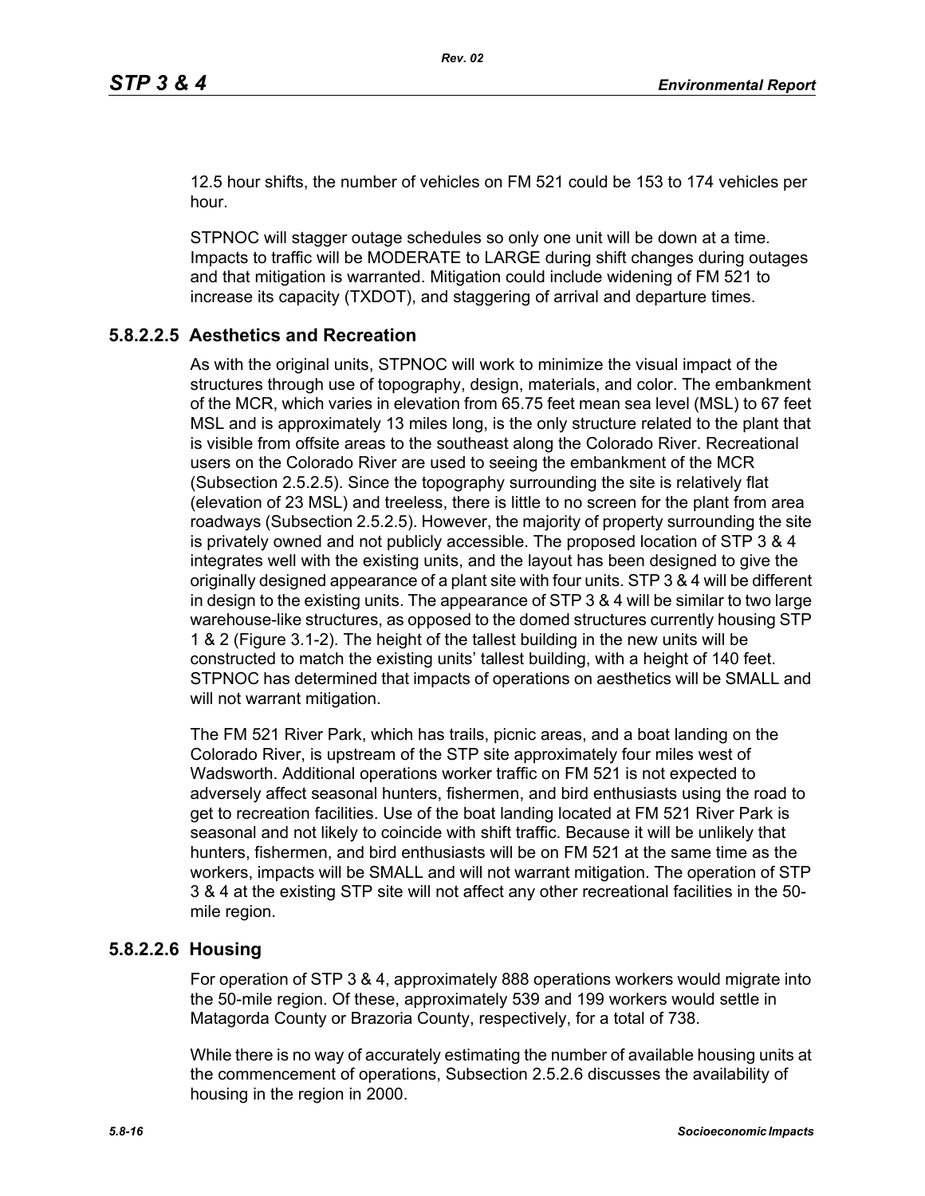12.5 hour shifts, the number of vehicles on FM 521 could be 153 to 174 vehicles per hour.

STPNOC will stagger outage schedules so only one unit will be down at a time. Impacts to traffic will be MODERATE to LARGE during shift changes during outages and that mitigation is warranted. Mitigation could include widening of FM 521 to increase its capacity (TXDOT), and staggering of arrival and departure times.

### 5.8.2.2.5 Aesthetics and Recreation

As with the original units, STPNOC will work to minimize the visual impact of the structures through use of topography, design, materials, and color. The embankment of the MCR, which varies in elevation from 65.75 feet mean sea level (MSL) to 67 feet MSL and is approximately 13 miles long, is the only structure related to the plant that is visible from offsite areas to the southeast along the Colorado River. Recreational users on the Colorado River are used to seeing the embankment of the MCR (Subsection 2.5.2.5). Since the topography surrounding the site is relatively flat (elevation of 23 MSL) and treeless, there is little to no screen for the plant from area roadways (Subsection 2.5.2.5). However, the majority of property surrounding the site is privately owned and not publicly accessible. The proposed location of STP 3 & 4 integrates well with the existing units, and the layout has been designed to give the originally designed appearance of a plant site with four units. STP 3 & 4 will be different in design to the existing units. The appearance of STP 3 & 4 will be similar to two large warehouse-like structures, as opposed to the domed structures currently housing STP 1 & 2 (Figure 3.1-2). The height of the tallest building in the new units will be constructed to match the existing units' tallest building, with a height of 140 feet. STPNOC has determined that impacts of operations on aesthetics will be SMALL and will not warrant mitigation.

The FM 521 River Park, which has trails, picnic areas, and a boat landing on the Colorado River, is upstream of the STP site approximately four miles west of Wadsworth. Additional operations worker traffic on FM 521 is not expected to adversely affect seasonal hunters, fishermen, and bird enthusiasts using the road to get to recreation facilities. Use of the boat landing located at FM 521 River Park is seasonal and not likely to coincide with shift traffic. Because it will be unlikely that hunters, fishermen, and bird enthusiasts will be on FM 521 at the same time as the workers, impacts will be SMALL and will not warrant mitigation. The operation of STP 3 & 4 at the existing STP site will not affect any other recreational facilities in the 50-mile region.

### 5.8.2.2.6 Housing

For operation of STP 3 & 4, approximately 888 operations workers would migrate into the 50-mile region. Of these, approximately 539 and 199 workers would settle in Matagorda County or Brazoria County, respectively, for a total of 738.

While there is no way of accurately estimating the number of available housing units at the commencement of operations, Subsection 2.5.2.6 discusses the availability of housing in the region in 2000.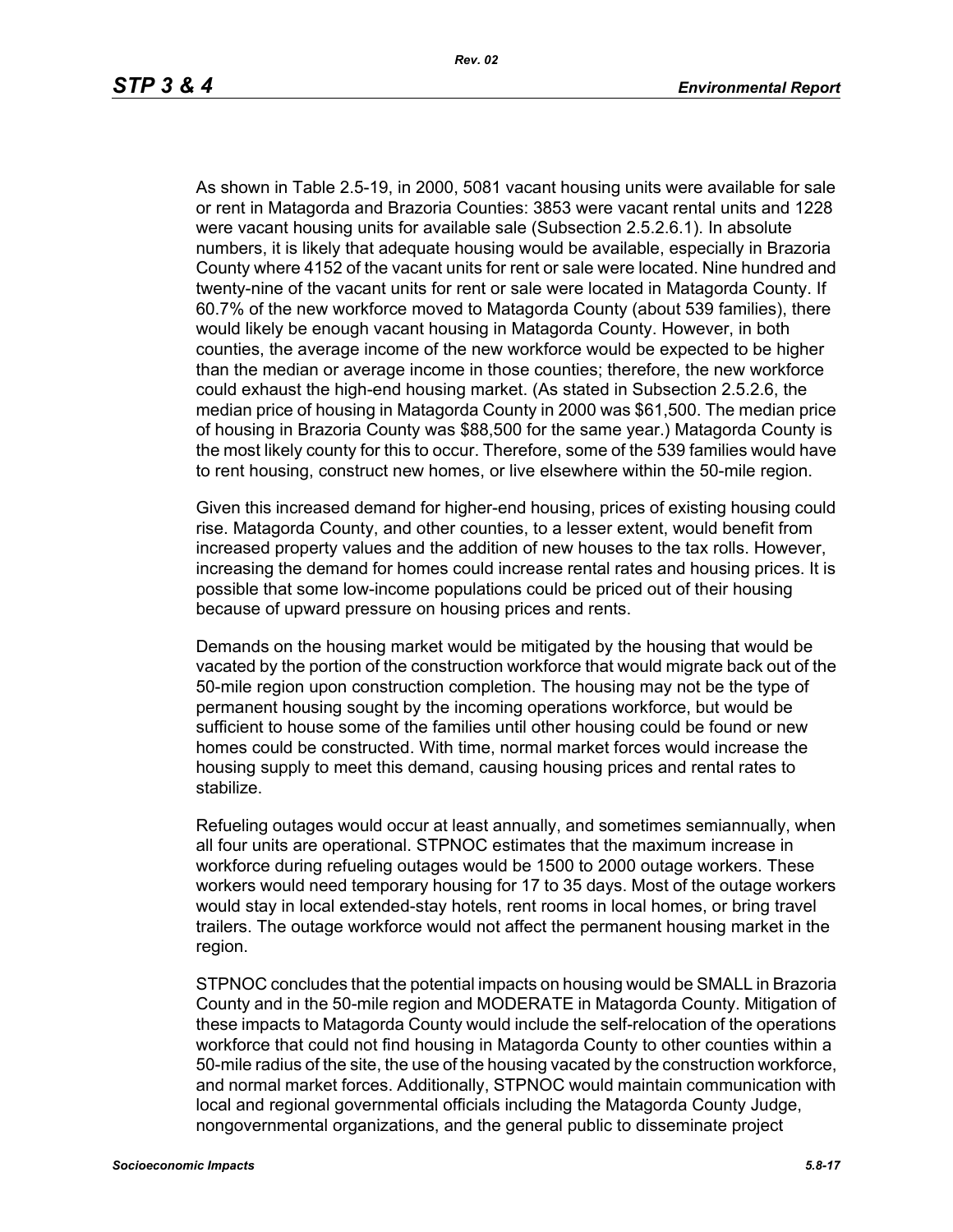As shown in Table 2.5-19, in 2000, 5081 vacant housing units were available for sale or rent in Matagorda and Brazoria Counties: 3853 were vacant rental units and 1228 were vacant housing units for available sale (Subsection 2.5.2.6.1). In absolute numbers, it is likely that adequate housing would be available, especially in Brazoria County where 4152 of the vacant units for rent or sale were located. Nine hundred and twenty-nine of the vacant units for rent or sale were located in Matagorda County. If 60.7% of the new workforce moved to Matagorda County (about 539 families), there would likely be enough vacant housing in Matagorda County. However, in both counties, the average income of the new workforce would be expected to be higher than the median or average income in those counties; therefore, the new workforce could exhaust the high-end housing market. (As stated in Subsection 2.5.2.6, the median price of housing in Matagorda County in 2000 was $61,500. The median price of housing in Brazoria County was $88,500 for the same year.) Matagorda County is the most likely county for this to occur. Therefore, some of the 539 families would have to rent housing, construct new homes, or live elsewhere within the 50-mile region.

Given this increased demand for higher-end housing, prices of existing housing could rise. Matagorda County, and other counties, to a lesser extent, would benefit from increased property values and the addition of new houses to the tax rolls. However, increasing the demand for homes could increase rental rates and housing prices. It is possible that some low-income populations could be priced out of their housing because of upward pressure on housing prices and rents.

Demands on the housing market would be mitigated by the housing that would be vacated by the portion of the construction workforce that would migrate back out of the 50-mile region upon construction completion. The housing may not be the type of permanent housing sought by the incoming operations workforce, but would be sufficient to house some of the families until other housing could be found or new homes could be constructed. With time, normal market forces would increase the housing supply to meet this demand, causing housing prices and rental rates to stabilize.

Refueling outages would occur at least annually, and sometimes semiannually, when all four units are operational. STPNOC estimates that the maximum increase in workforce during refueling outages would be 1500 to 2000 outage workers. These workers would need temporary housing for 17 to 35 days. Most of the outage workers would stay in local extended-stay hotels, rent rooms in local homes, or bring travel trailers. The outage workforce would not affect the permanent housing market in the region.

STPNOC concludes that the potential impacts on housing would be SMALL in Brazoria County and in the 50-mile region and MODERATE in Matagorda County. Mitigation of these impacts to Matagorda County would include the self-relocation of the operations workforce that could not find housing in Matagorda County to other counties within a 50-mile radius of the site, the use of the housing vacated by the construction workforce, and normal market forces. Additionally, STPNOC would maintain communication with local and regional governmental officials including the Matagorda County Judge, nongovernmental organizations, and the general public to disseminate project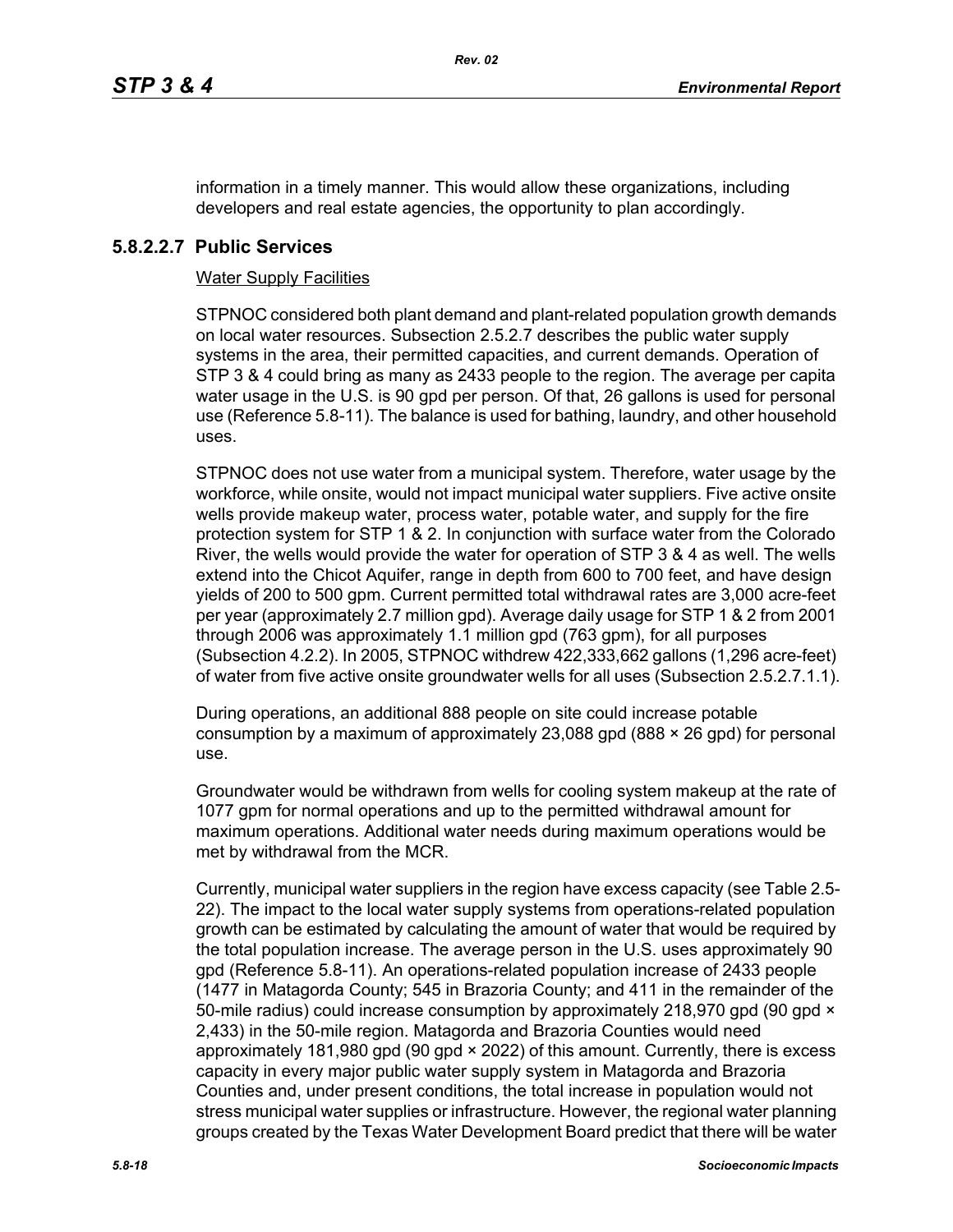information in a timely manner. This would allow these organizations, including developers and real estate agencies, the opportunity to plan accordingly.

### 5.8.2.2.7 Public Services

Water Supply Facilities

STPNOC considered both plant demand and plant-related population growth demands on local water resources. Subsection 2.5.2.7 describes the public water supply systems in the area, their permitted capacities, and current demands. Operation of STP 3 & 4 could bring as many as 2433 people to the region. The average per capita water usage in the U.S. is 90 gpd per person. Of that, 26 gallons is used for personal use (Reference 5.8-11). The balance is used for bathing, laundry, and other household uses.

STPNOC does not use water from a municipal system. Therefore, water usage by the workforce, while onsite, would not impact municipal water suppliers. Five active onsite wells provide makeup water, process water, potable water, and supply for the fire protection system for STP 1 & 2. In conjunction with surface water from the Colorado River, the wells would provide the water for operation of STP 3 & 4 as well. The wells extend into the Chicot Aquifer, range in depth from 600 to 700 feet, and have design yields of 200 to 500 gpm. Current permitted total withdrawal rates are 3,000 acre-feet per year (approximately 2.7 million gpd). Average daily usage for STP 1 & 2 from 2001 through 2006 was approximately 1.1 million gpd (763 gpm), for all purposes (Subsection 4.2.2). In 2005, STPNOC withdrew 422,333,662 gallons (1,296 acre-feet) of water from five active onsite groundwater wells for all uses (Subsection 2.5.2.7.1.1).

During operations, an additional 888 people on site could increase potable consumption by a maximum of approximately 23,088 gpd (888 × 26 gpd) for personal use.

Groundwater would be withdrawn from wells for cooling system makeup at the rate of 1077 gpm for normal operations and up to the permitted withdrawal amount for maximum operations. Additional water needs during maximum operations would be met by withdrawal from the MCR.

Currently, municipal water suppliers in the region have excess capacity (see Table 2.5-22). The impact to the local water supply systems from operations-related population growth can be estimated by calculating the amount of water that would be required by the total population increase. The average person in the U.S. uses approximately 90 gpd (Reference 5.8-11). An operations-related population increase of 2433 people (1477 in Matagorda County; 545 in Brazoria County; and 411 in the remainder of the 50-mile radius) could increase consumption by approximately 218,970 gpd (90 gpd × 2,433) in the 50-mile region. Matagorda and Brazoria Counties would need approximately 181,980 gpd (90 gpd × 2022) of this amount. Currently, there is excess capacity in every major public water supply system in Matagorda and Brazoria Counties and, under present conditions, the total increase in population would not stress municipal water supplies or infrastructure. However, the regional water planning groups created by the Texas Water Development Board predict that there will be water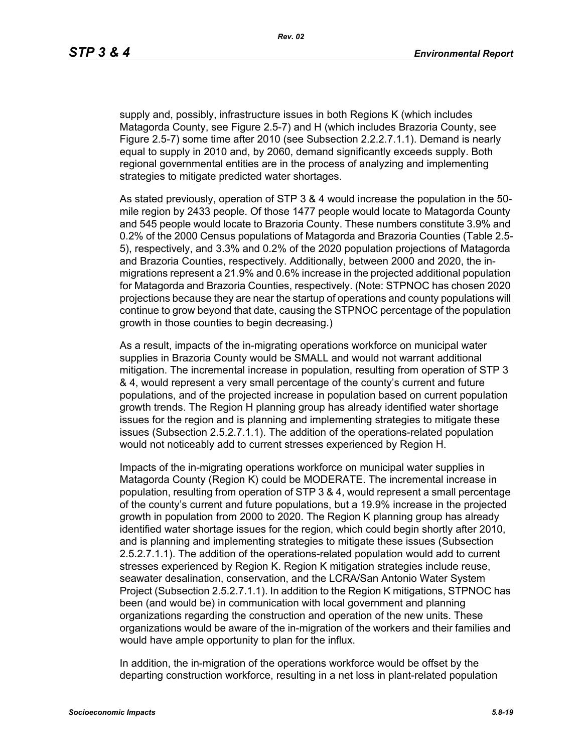supply and, possibly, infrastructure issues in both Regions K (which includes Matagorda County, see Figure 2.5-7) and H (which includes Brazoria County, see Figure 2.5-7) some time after 2010 (see Subsection 2.2.2.7.1.1). Demand is nearly equal to supply in 2010 and, by 2060, demand significantly exceeds supply. Both regional governmental entities are in the process of analyzing and implementing strategies to mitigate predicted water shortages.

As stated previously, operation of STP 3 & 4 would increase the population in the 50-mile region by 2433 people. Of those 1477 people would locate to Matagorda County and 545 people would locate to Brazoria County. These numbers constitute 3.9% and 0.2% of the 2000 Census populations of Matagorda and Brazoria Counties (Table 2.5-5), respectively, and 3.3% and 0.2% of the 2020 population projections of Matagorda and Brazoria Counties, respectively. Additionally, between 2000 and 2020, the in-migrations represent a 21.9% and 0.6% increase in the projected additional population for Matagorda and Brazoria Counties, respectively. (Note: STPNOC has chosen 2020 projections because they are near the startup of operations and county populations will continue to grow beyond that date, causing the STPNOC percentage of the population growth in those counties to begin decreasing.)

As a result, impacts of the in-migrating operations workforce on municipal water supplies in Brazoria County would be SMALL and would not warrant additional mitigation. The incremental increase in population, resulting from operation of STP 3 & 4, would represent a very small percentage of the county's current and future populations, and of the projected increase in population based on current population growth trends. The Region H planning group has already identified water shortage issues for the region and is planning and implementing strategies to mitigate these issues (Subsection 2.5.2.7.1.1). The addition of the operations-related population would not noticeably add to current stresses experienced by Region H.

Impacts of the in-migrating operations workforce on municipal water supplies in Matagorda County (Region K) could be MODERATE. The incremental increase in population, resulting from operation of STP 3 & 4, would represent a small percentage of the county's current and future populations, but a 19.9% increase in the projected growth in population from 2000 to 2020. The Region K planning group has already identified water shortage issues for the region, which could begin shortly after 2010, and is planning and implementing strategies to mitigate these issues (Subsection 2.5.2.7.1.1). The addition of the operations-related population would add to current stresses experienced by Region K. Region K mitigation strategies include reuse, seawater desalination, conservation, and the LCRA/San Antonio Water System Project (Subsection 2.5.2.7.1.1). In addition to the Region K mitigations, STPNOC has been (and would be) in communication with local government and planning organizations regarding the construction and operation of the new units. These organizations would be aware of the in-migration of the workers and their families and would have ample opportunity to plan for the influx.

In addition, the in-migration of the operations workforce would be offset by the departing construction workforce, resulting in a net loss in plant-related population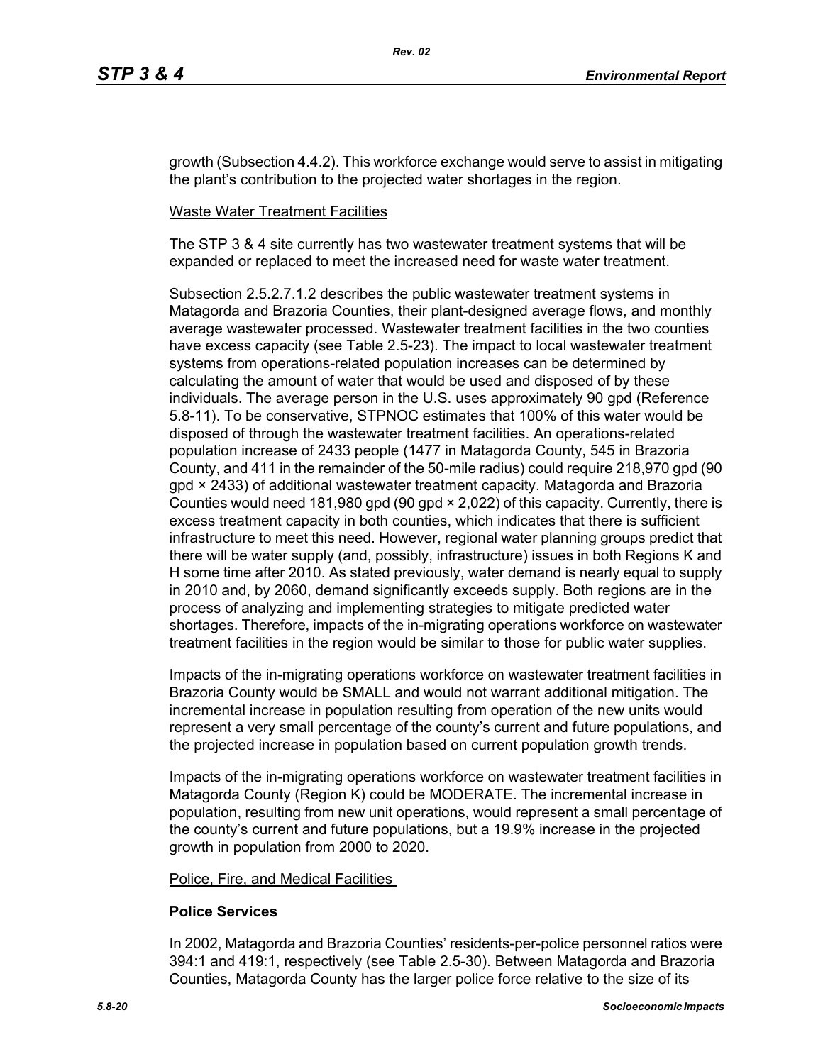growth (Subsection 4.4.2). This workforce exchange would serve to assist in mitigating the plant's contribution to the projected water shortages in the region.

Waste Water Treatment Facilities

The STP 3 & 4 site currently has two wastewater treatment systems that will be expanded or replaced to meet the increased need for waste water treatment.

Subsection 2.5.2.7.1.2 describes the public wastewater treatment systems in Matagorda and Brazoria Counties, their plant-designed average flows, and monthly average wastewater processed. Wastewater treatment facilities in the two counties have excess capacity (see Table 2.5-23). The impact to local wastewater treatment systems from operations-related population increases can be determined by calculating the amount of water that would be used and disposed of by these individuals. The average person in the U.S. uses approximately 90 gpd (Reference 5.8-11). To be conservative, STPNOC estimates that 100% of this water would be disposed of through the wastewater treatment facilities. An operations-related population increase of 2433 people (1477 in Matagorda County, 545 in Brazoria County, and 411 in the remainder of the 50-mile radius) could require 218,970 gpd (90 gpd × 2433) of additional wastewater treatment capacity. Matagorda and Brazoria Counties would need 181,980 gpd (90 gpd × 2,022) of this capacity. Currently, there is excess treatment capacity in both counties, which indicates that there is sufficient infrastructure to meet this need. However, regional water planning groups predict that there will be water supply (and, possibly, infrastructure) issues in both Regions K and H some time after 2010. As stated previously, water demand is nearly equal to supply in 2010 and, by 2060, demand significantly exceeds supply. Both regions are in the process of analyzing and implementing strategies to mitigate predicted water shortages. Therefore, impacts of the in-migrating operations workforce on wastewater treatment facilities in the region would be similar to those for public water supplies.

Impacts of the in-migrating operations workforce on wastewater treatment facilities in Brazoria County would be SMALL and would not warrant additional mitigation. The incremental increase in population resulting from operation of the new units would represent a very small percentage of the county's current and future populations, and the projected increase in population based on current population growth trends.

Impacts of the in-migrating operations workforce on wastewater treatment facilities in Matagorda County (Region K) could be MODERATE. The incremental increase in population, resulting from new unit operations, would represent a small percentage of the county's current and future populations, but a 19.9% increase in the projected growth in population from 2000 to 2020.

Police, Fire, and Medical Facilities

**Police Services**

In 2002, Matagorda and Brazoria Counties' residents-per-police personnel ratios were 394:1 and 419:1, respectively (see Table 2.5-30). Between Matagorda and Brazoria Counties, Matagorda County has the larger police force relative to the size of its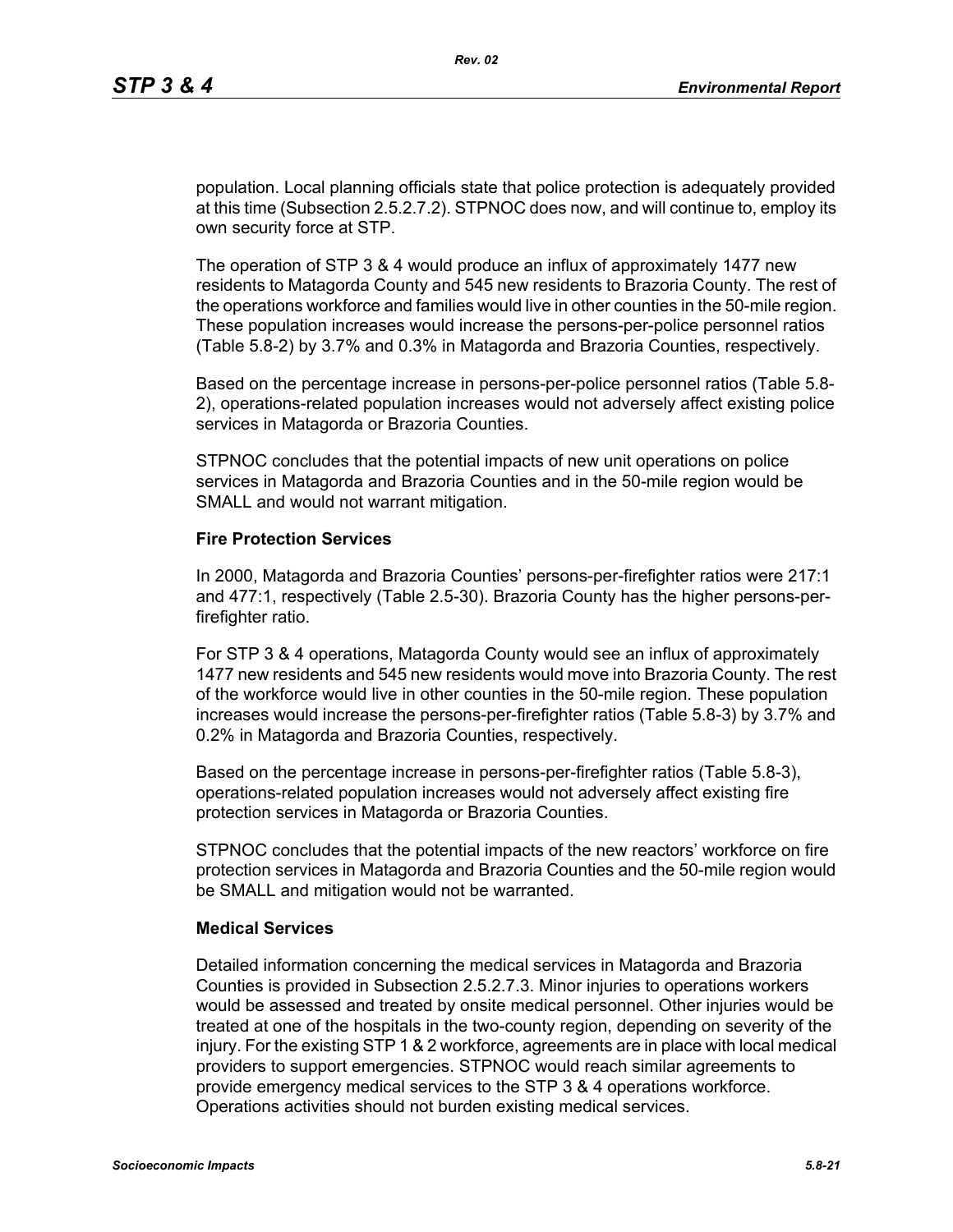population. Local planning officials state that police protection is adequately provided at this time (Subsection 2.5.2.7.2). STPNOC does now, and will continue to, employ its own security force at STP.

The operation of STP 3 & 4 would produce an influx of approximately 1477 new residents to Matagorda County and 545 new residents to Brazoria County. The rest of the operations workforce and families would live in other counties in the 50-mile region. These population increases would increase the persons-per-police personnel ratios (Table 5.8-2) by 3.7% and 0.3% in Matagorda and Brazoria Counties, respectively.

Based on the percentage increase in persons-per-police personnel ratios (Table 5.8-2), operations-related population increases would not adversely affect existing police services in Matagorda or Brazoria Counties.

STPNOC concludes that the potential impacts of new unit operations on police services in Matagorda and Brazoria Counties and in the 50-mile region would be SMALL and would not warrant mitigation.

**Fire Protection Services**

In 2000, Matagorda and Brazoria Counties' persons-per-firefighter ratios were 217:1 and 477:1, respectively (Table 2.5-30). Brazoria County has the higher persons-per-firefighter ratio.

For STP 3 & 4 operations, Matagorda County would see an influx of approximately 1477 new residents and 545 new residents would move into Brazoria County. The rest of the workforce would live in other counties in the 50-mile region. These population increases would increase the persons-per-firefighter ratios (Table 5.8-3) by 3.7% and 0.2% in Matagorda and Brazoria Counties, respectively.

Based on the percentage increase in persons-per-firefighter ratios (Table 5.8-3), operations-related population increases would not adversely affect existing fire protection services in Matagorda or Brazoria Counties.

STPNOC concludes that the potential impacts of the new reactors' workforce on fire protection services in Matagorda and Brazoria Counties and the 50-mile region would be SMALL and mitigation would not be warranted.

**Medical Services**

Detailed information concerning the medical services in Matagorda and Brazoria Counties is provided in Subsection 2.5.2.7.3. Minor injuries to operations workers would be assessed and treated by onsite medical personnel. Other injuries would be treated at one of the hospitals in the two-county region, depending on severity of the injury. For the existing STP 1 & 2 workforce, agreements are in place with local medical providers to support emergencies. STPNOC would reach similar agreements to provide emergency medical services to the STP 3 & 4 operations workforce. Operations activities should not burden existing medical services.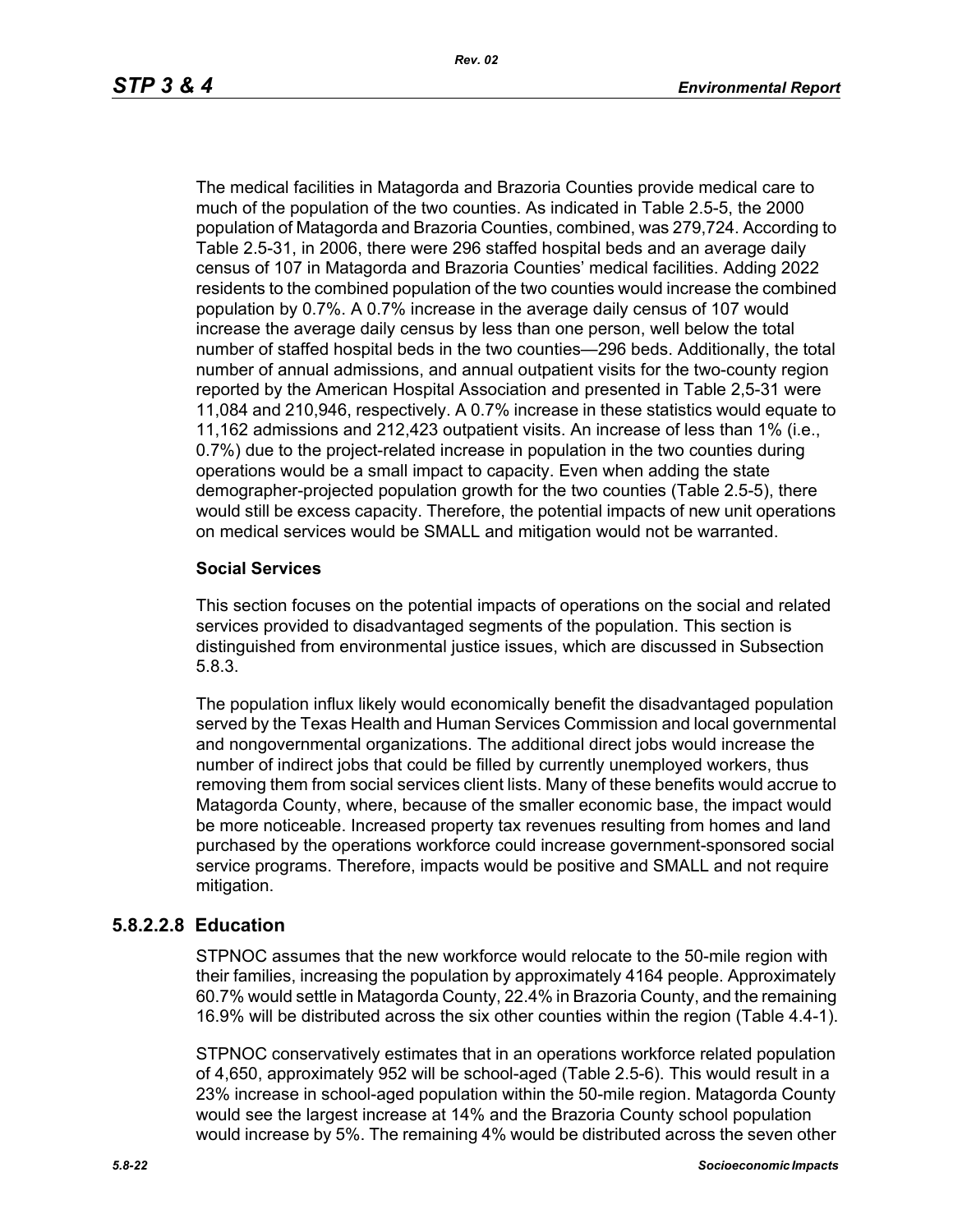The medical facilities in Matagorda and Brazoria Counties provide medical care to much of the population of the two counties. As indicated in Table 2.5-5, the 2000 population of Matagorda and Brazoria Counties, combined, was 279,724. According to Table 2.5-31, in 2006, there were 296 staffed hospital beds and an average daily census of 107 in Matagorda and Brazoria Counties' medical facilities. Adding 2022 residents to the combined population of the two counties would increase the combined population by 0.7%. A 0.7% increase in the average daily census of 107 would increase the average daily census by less than one person, well below the total number of staffed hospital beds in the two counties—296 beds. Additionally, the total number of annual admissions, and annual outpatient visits for the two-county region reported by the American Hospital Association and presented in Table 2,5-31 were 11,084 and 210,946, respectively. A 0.7% increase in these statistics would equate to 11,162 admissions and 212,423 outpatient visits. An increase of less than 1% (i.e., 0.7%) due to the project-related increase in population in the two counties during operations would be a small impact to capacity. Even when adding the state demographer-projected population growth for the two counties (Table 2.5-5), there would still be excess capacity. Therefore, the potential impacts of new unit operations on medical services would be SMALL and mitigation would not be warranted.

**Social Services**

This section focuses on the potential impacts of operations on the social and related services provided to disadvantaged segments of the population. This section is distinguished from environmental justice issues, which are discussed in Subsection 5.8.3.

The population influx likely would economically benefit the disadvantaged population served by the Texas Health and Human Services Commission and local governmental and nongovernmental organizations. The additional direct jobs would increase the number of indirect jobs that could be filled by currently unemployed workers, thus removing them from social services client lists. Many of these benefits would accrue to Matagorda County, where, because of the smaller economic base, the impact would be more noticeable. Increased property tax revenues resulting from homes and land purchased by the operations workforce could increase government-sponsored social service programs. Therefore, impacts would be positive and SMALL and not require mitigation.

## 5.8.2.2.8 Education

STPNOC assumes that the new workforce would relocate to the 50-mile region with their families, increasing the population by approximately 4164 people. Approximately 60.7% would settle in Matagorda County, 22.4% in Brazoria County, and the remaining 16.9% will be distributed across the six other counties within the region (Table 4.4-1).

STPNOC conservatively estimates that in an operations workforce related population of 4,650, approximately 952 will be school-aged (Table 2.5-6). This would result in a 23% increase in school-aged population within the 50-mile region. Matagorda County would see the largest increase at 14% and the Brazoria County school population would increase by 5%. The remaining 4% would be distributed across the seven other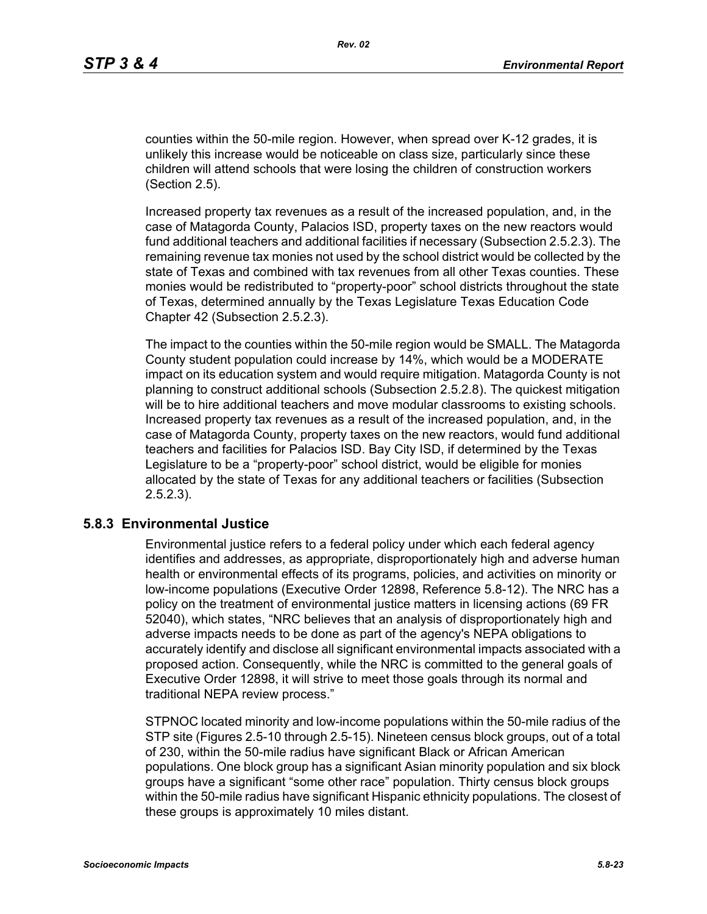counties within the 50-mile region. However, when spread over K-12 grades, it is unlikely this increase would be noticeable on class size, particularly since these children will attend schools that were losing the children of construction workers (Section 2.5).

Increased property tax revenues as a result of the increased population, and, in the case of Matagorda County, Palacios ISD, property taxes on the new reactors would fund additional teachers and additional facilities if necessary (Subsection 2.5.2.3). The remaining revenue tax monies not used by the school district would be collected by the state of Texas and combined with tax revenues from all other Texas counties. These monies would be redistributed to "property-poor" school districts throughout the state of Texas, determined annually by the Texas Legislature Texas Education Code Chapter 42 (Subsection 2.5.2.3).

The impact to the counties within the 50-mile region would be SMALL. The Matagorda County student population could increase by 14%, which would be a MODERATE impact on its education system and would require mitigation. Matagorda County is not planning to construct additional schools (Subsection 2.5.2.8). The quickest mitigation will be to hire additional teachers and move modular classrooms to existing schools. Increased property tax revenues as a result of the increased population, and, in the case of Matagorda County, property taxes on the new reactors, would fund additional teachers and facilities for Palacios ISD. Bay City ISD, if determined by the Texas Legislature to be a "property-poor" school district, would be eligible for monies allocated by the state of Texas for any additional teachers or facilities (Subsection 2.5.2.3).

## 5.8.3 Environmental Justice

Environmental justice refers to a federal policy under which each federal agency identifies and addresses, as appropriate, disproportionately high and adverse human health or environmental effects of its programs, policies, and activities on minority or low-income populations (Executive Order 12898, Reference 5.8-12). The NRC has a policy on the treatment of environmental justice matters in licensing actions (69 FR 52040), which states, "NRC believes that an analysis of disproportionately high and adverse impacts needs to be done as part of the agency's NEPA obligations to accurately identify and disclose all significant environmental impacts associated with a proposed action. Consequently, while the NRC is committed to the general goals of Executive Order 12898, it will strive to meet those goals through its normal and traditional NEPA review process."

STPNOC located minority and low-income populations within the 50-mile radius of the STP site (Figures 2.5-10 through 2.5-15). Nineteen census block groups, out of a total of 230, within the 50-mile radius have significant Black or African American populations. One block group has a significant Asian minority population and six block groups have a significant "some other race" population. Thirty census block groups within the 50-mile radius have significant Hispanic ethnicity populations. The closest of these groups is approximately 10 miles distant.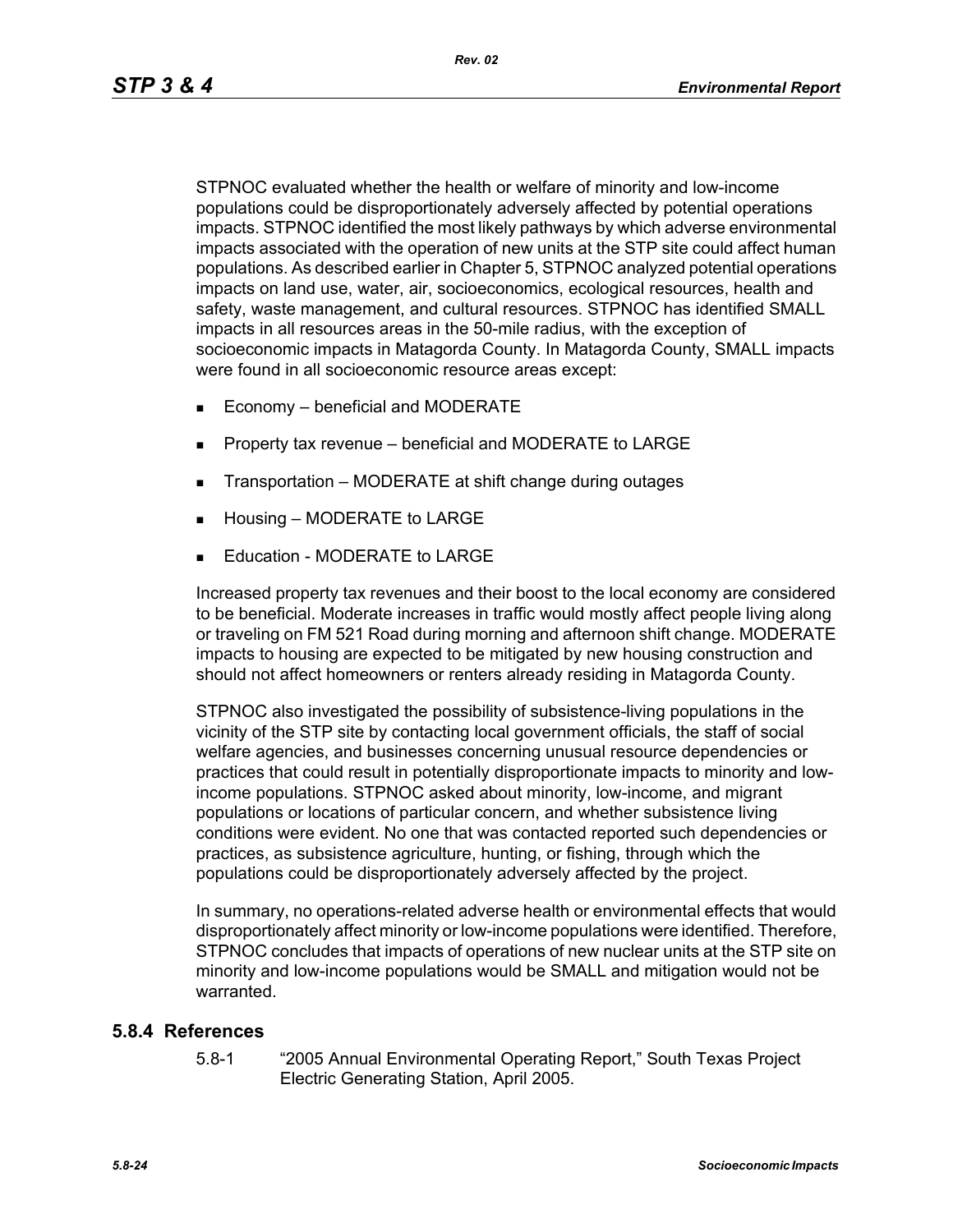STPNOC evaluated whether the health or welfare of minority and low-income populations could be disproportionately adversely affected by potential operations impacts. STPNOC identified the most likely pathways by which adverse environmental impacts associated with the operation of new units at the STP site could affect human populations. As described earlier in Chapter 5, STPNOC analyzed potential operations impacts on land use, water, air, socioeconomics, ecological resources, health and safety, waste management, and cultural resources. STPNOC has identified SMALL impacts in all resources areas in the 50-mile radius, with the exception of socioeconomic impacts in Matagorda County. In Matagorda County, SMALL impacts were found in all socioeconomic resource areas except:

- Economy – beneficial and MODERATE
- Property tax revenue – beneficial and MODERATE to LARGE
- Transportation – MODERATE at shift change during outages
- Housing – MODERATE to LARGE
- Education - MODERATE to LARGE

Increased property tax revenues and their boost to the local economy are considered to be beneficial. Moderate increases in traffic would mostly affect people living along or traveling on FM 521 Road during morning and afternoon shift change. MODERATE impacts to housing are expected to be mitigated by new housing construction and should not affect homeowners or renters already residing in Matagorda County.

STPNOC also investigated the possibility of subsistence-living populations in the vicinity of the STP site by contacting local government officials, the staff of social welfare agencies, and businesses concerning unusual resource dependencies or practices that could result in potentially disproportionate impacts to minority and low-income populations. STPNOC asked about minority, low-income, and migrant populations or locations of particular concern, and whether subsistence living conditions were evident. No one that was contacted reported such dependencies or practices, as subsistence agriculture, hunting, or fishing, through which the populations could be disproportionately adversely affected by the project.

In summary, no operations-related adverse health or environmental effects that would disproportionately affect minority or low-income populations were identified. Therefore, STPNOC concludes that impacts of operations of new nuclear units at the STP site on minority and low-income populations would be SMALL and mitigation would not be warranted.

## 5.8.4 References

5.8-1 "2005 Annual Environmental Operating Report," South Texas Project Electric Generating Station, April 2005.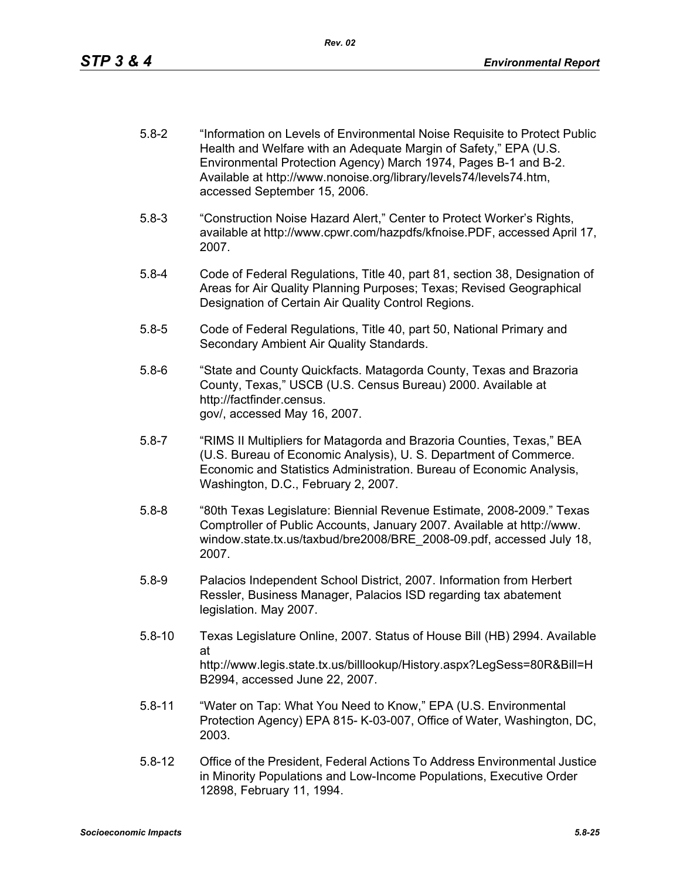5.8-2 "Information on Levels of Environmental Noise Requisite to Protect Public Health and Welfare with an Adequate Margin of Safety," EPA (U.S. Environmental Protection Agency) March 1974, Pages B-1 and B-2. Available at http://www.nonoise.org/library/levels74/levels74.htm, accessed September 15, 2006.

5.8-3 "Construction Noise Hazard Alert," Center to Protect Worker's Rights, available at http://www.cpwr.com/hazpdfs/kfnoise.PDF, accessed April 17, 2007.

5.8-4 Code of Federal Regulations, Title 40, part 81, section 38, Designation of Areas for Air Quality Planning Purposes; Texas; Revised Geographical Designation of Certain Air Quality Control Regions.

5.8-5 Code of Federal Regulations, Title 40, part 50, National Primary and Secondary Ambient Air Quality Standards.

5.8-6 "State and County Quickfacts. Matagorda County, Texas and Brazoria County, Texas," USCB (U.S. Census Bureau) 2000. Available at http://factfinder.census.gov/, accessed May 16, 2007.

5.8-7 "RIMS II Multipliers for Matagorda and Brazoria Counties, Texas," BEA (U.S. Bureau of Economic Analysis), U. S. Department of Commerce. Economic and Statistics Administration. Bureau of Economic Analysis, Washington, D.C., February 2, 2007.

5.8-8 "80th Texas Legislature: Biennial Revenue Estimate, 2008-2009." Texas Comptroller of Public Accounts, January 2007. Available at http://www.window.state.tx.us/taxbud/bre2008/BRE_2008-09.pdf, accessed July 18, 2007.

5.8-9 Palacios Independent School District, 2007. Information from Herbert Ressler, Business Manager, Palacios ISD regarding tax abatement legislation. May 2007.

5.8-10 Texas Legislature Online, 2007. Status of House Bill (HB) 2994. Available at http://www.legis.state.tx.us/billlookup/History.aspx?LegSess=80R&Bill=HB2994, accessed June 22, 2007.

5.8-11 "Water on Tap: What You Need to Know," EPA (U.S. Environmental Protection Agency) EPA 815- K-03-007, Office of Water, Washington, DC, 2003.

5.8-12 Office of the President, Federal Actions To Address Environmental Justice in Minority Populations and Low-Income Populations, Executive Order 12898, February 11, 1994.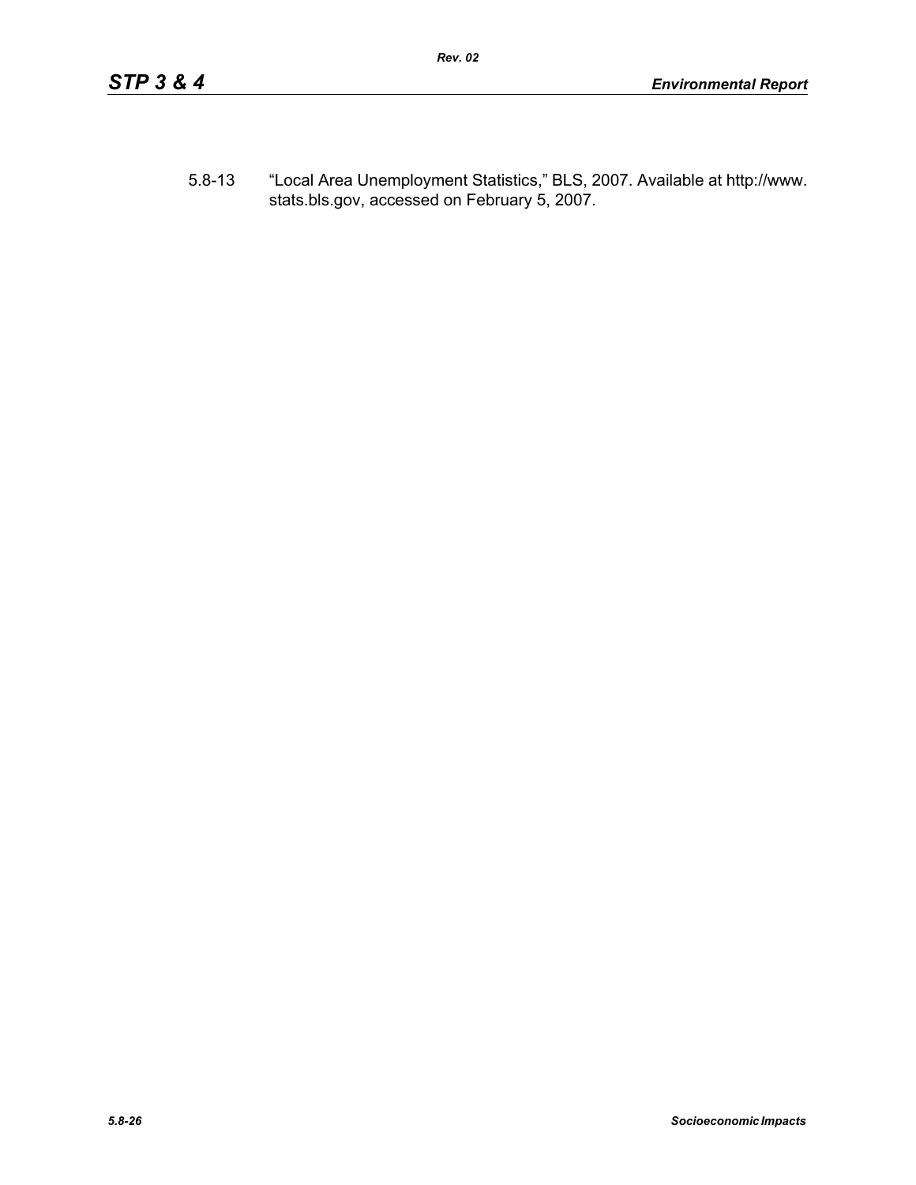5.8-13 "Local Area Unemployment Statistics," BLS, 2007. Available at http://www.stats.bls.gov, accessed on February 5, 2007.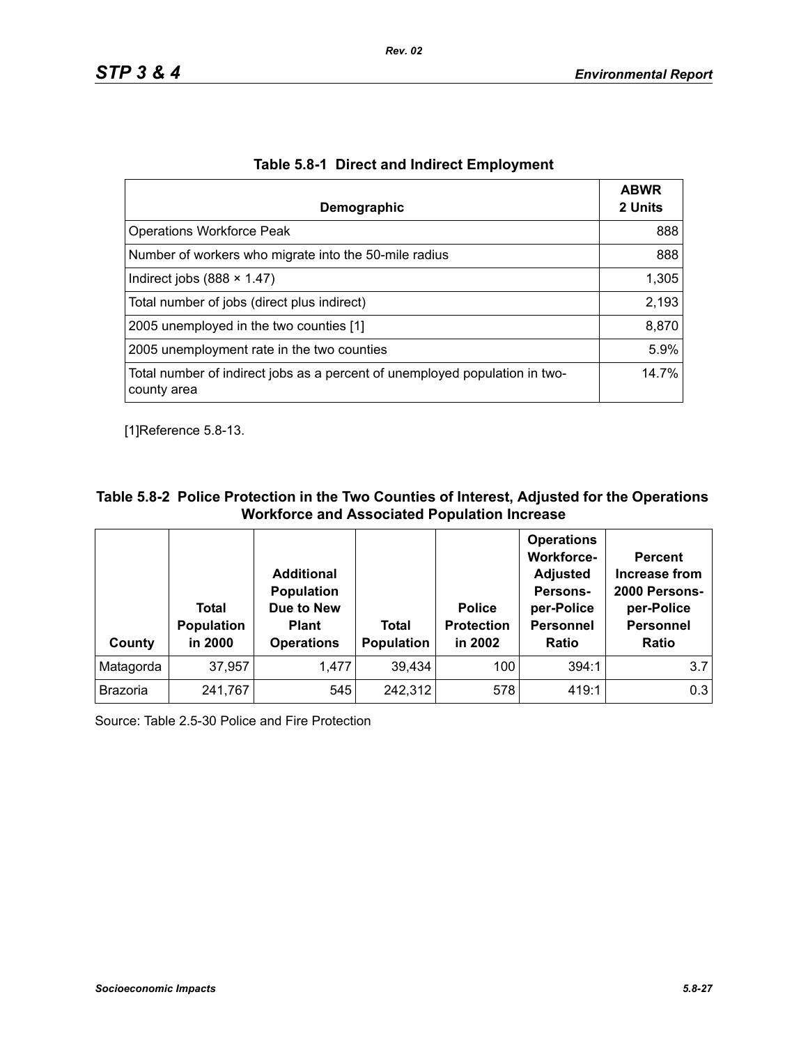**Table 5.8-1 Direct and Indirect Employment**

| Demographic | ABWR 2 Units |
|---|---:|
| Operations Workforce Peak | 888 |
| Number of workers who migrate into the 50-mile radius | 888 |
| Indirect jobs (888 × 1.47) | 1,305 |
| Total number of jobs (direct plus indirect) | 2,193 |
| 2005 unemployed in the two counties [1] | 8,870 |
| 2005 unemployment rate in the two counties | 5.9% |
| Total number of indirect jobs as a percent of unemployed population in two-county area | 14.7% |

[1]Reference 5.8-13.

**Table 5.8-2 Police Protection in the Two Counties of Interest, Adjusted for the Operations Workforce and Associated Population Increase**

| County | Total Population in 2000 | Additional Population Due to New Plant Operations | Total Population | Police Protection in 2002 | Operations Workforce-Adjusted Persons-per-Police Personnel Ratio | Percent Increase from 2000 Persons-per-Police Personnel Ratio |
|---|---:|---:|---:|---:|---:|---:|
| Matagorda | 37,957 | 1,477 | 39,434 | 100 | 394:1 | 3.7 |
| Brazoria | 241,767 | 545 | 242,312 | 578 | 419:1 | 0.3 |

Source: Table 2.5-30 Police and Fire Protection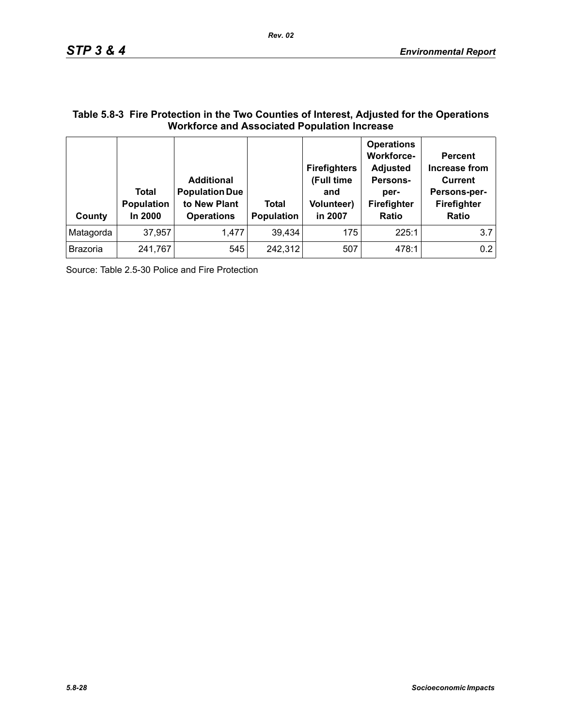**Table 5.8-3 Fire Protection in the Two Counties of Interest, Adjusted for the Operations Workforce and Associated Population Increase**

| County | Total Population In 2000 | Additional Population Due to New Plant Operations | Total Population | Firefighters (Full time and Volunteer) in 2007 | Operations Workforce-Adjusted Persons-per-Firefighter Ratio | Percent Increase from Current Persons-per-Firefighter Ratio |
|---|---|---|---|---|---|---|
| Matagorda | 37,957 | 1,477 | 39,434 | 175 | 225:1 | 3.7 |
| Brazoria | 241,767 | 545 | 242,312 | 507 | 478:1 | 0.2 |

Source: Table 2.5-30 Police and Fire Protection